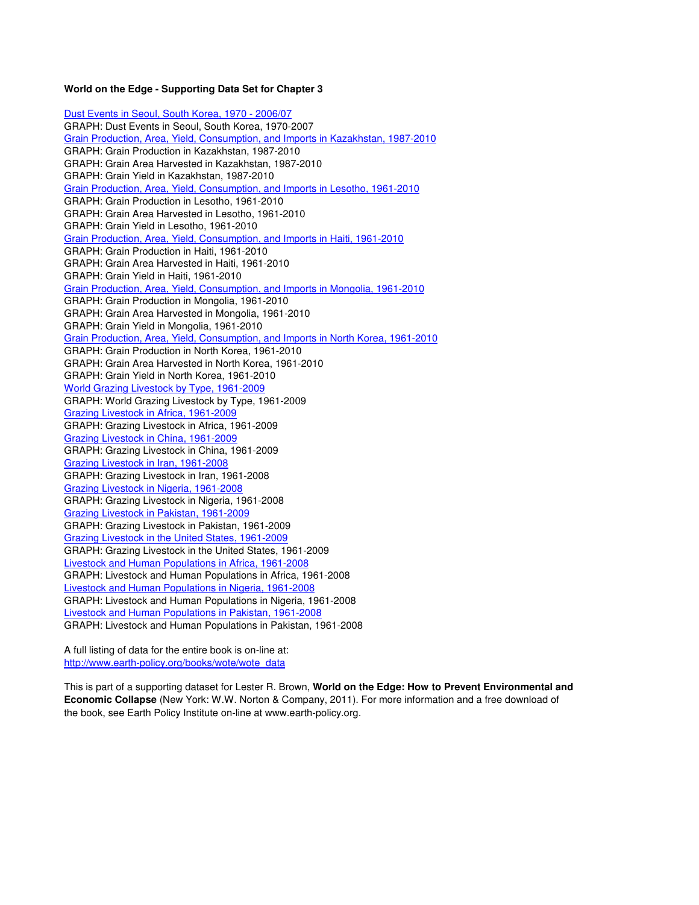**World on the Edge - Supporting Data Set for Chapter 3**

Dust Events in Seoul, South Korea, 1970 - 2006/07
GRAPH: Dust Events in Seoul, South Korea, 1970-2007
Grain Production, Area, Yield, Consumption, and Imports in Kazakhstan, 1987-2010
GRAPH: Grain Production in Kazakhstan, 1987-2010
GRAPH: Grain Area Harvested in Kazakhstan, 1987-2010
GRAPH: Grain Yield in Kazakhstan, 1987-2010
Grain Production, Area, Yield, Consumption, and Imports in Lesotho, 1961-2010
GRAPH: Grain Production in Lesotho, 1961-2010
GRAPH: Grain Area Harvested in Lesotho, 1961-2010
GRAPH: Grain Yield in Lesotho, 1961-2010
Grain Production, Area, Yield, Consumption, and Imports in Haiti, 1961-2010
GRAPH: Grain Production in Haiti, 1961-2010
GRAPH: Grain Area Harvested in Haiti, 1961-2010
GRAPH: Grain Yield in Haiti, 1961-2010
Grain Production, Area, Yield, Consumption, and Imports in Mongolia, 1961-2010
GRAPH: Grain Production in Mongolia, 1961-2010
GRAPH: Grain Area Harvested in Mongolia, 1961-2010
GRAPH: Grain Yield in Mongolia, 1961-2010
Grain Production, Area, Yield, Consumption, and Imports in North Korea, 1961-2010
GRAPH: Grain Production in North Korea, 1961-2010
GRAPH: Grain Area Harvested in North Korea, 1961-2010
GRAPH: Grain Yield in North Korea, 1961-2010
World Grazing Livestock by Type, 1961-2009
GRAPH: World Grazing Livestock by Type, 1961-2009
Grazing Livestock in Africa, 1961-2009
GRAPH: Grazing Livestock in Africa, 1961-2009
Grazing Livestock in China, 1961-2009
GRAPH: Grazing Livestock in China, 1961-2009
Grazing Livestock in Iran, 1961-2008
GRAPH: Grazing Livestock in Iran, 1961-2008
Grazing Livestock in Nigeria, 1961-2008
GRAPH: Grazing Livestock in Nigeria, 1961-2008
Grazing Livestock in Pakistan, 1961-2009
GRAPH: Grazing Livestock in Pakistan, 1961-2009
Grazing Livestock in the United States, 1961-2009
GRAPH: Grazing Livestock in the United States, 1961-2009
Livestock and Human Populations in Africa, 1961-2008
GRAPH: Livestock and Human Populations in Africa, 1961-2008
Livestock and Human Populations in Nigeria, 1961-2008
GRAPH: Livestock and Human Populations in Nigeria, 1961-2008
Livestock and Human Populations in Pakistan, 1961-2008
GRAPH: Livestock and Human Populations in Pakistan, 1961-2008

A full listing of data for the entire book is on-line at:
http://www.earth-policy.org/books/wote/wote_data

This is part of a supporting dataset for Lester R. Brown, **World on the Edge: How to Prevent Environmental and Economic Collapse** (New York: W.W. Norton & Company, 2011). For more information and a free download of the book, see Earth Policy Institute on-line at www.earth-policy.org.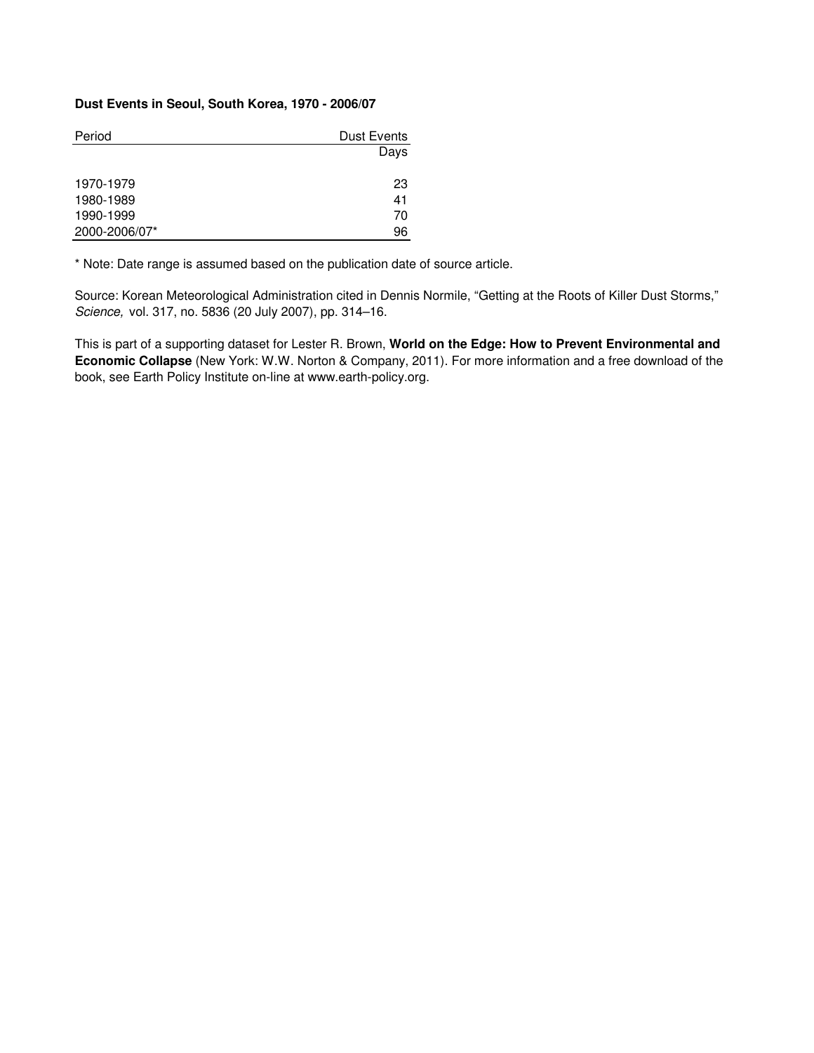**Dust Events in Seoul, South Korea, 1970 - 2006/07**

| Period | Dust Events |
|---|---|
| | Days |
| 1970-1979 | 23 |
| 1980-1989 | 41 |
| 1990-1999 | 70 |
| 2000-2006/07* | 96 |

* Note: Date range is assumed based on the publication date of source article.

Source: Korean Meteorological Administration cited in Dennis Normile, "Getting at the Roots of Killer Dust Storms," *Science,* vol. 317, no. 5836 (20 July 2007), pp. 314–16.

This is part of a supporting dataset for Lester R. Brown, **World on the Edge: How to Prevent Environmental and Economic Collapse** (New York: W.W. Norton & Company, 2011). For more information and a free download of the book, see Earth Policy Institute on-line at www.earth-policy.org.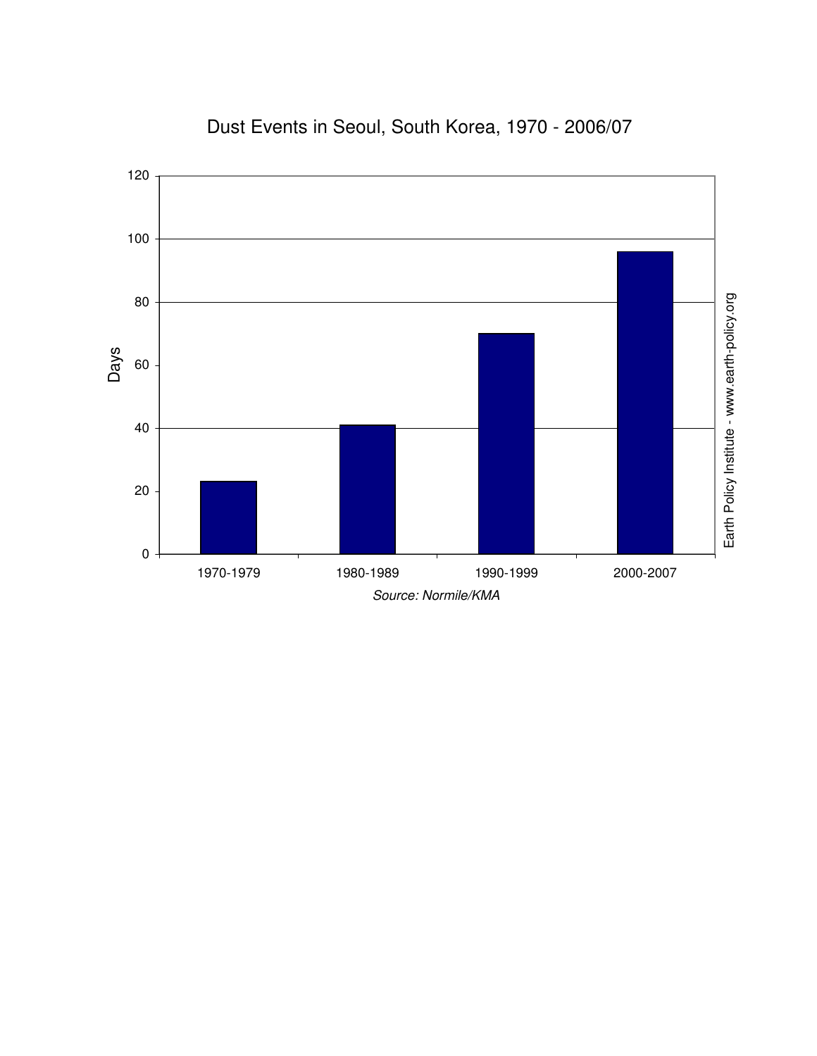Dust Events in Seoul, South Korea, 1970 - 2006/07

| Period | Days |
|---|---|
| 1970-1979 | 23 |
| 1980-1989 | 41 |
| 1990-1999 | 70 |
| 2000-2007 | 96 |

*Source: Normile/KMA*

Earth Policy Institute - www.earth-policy.org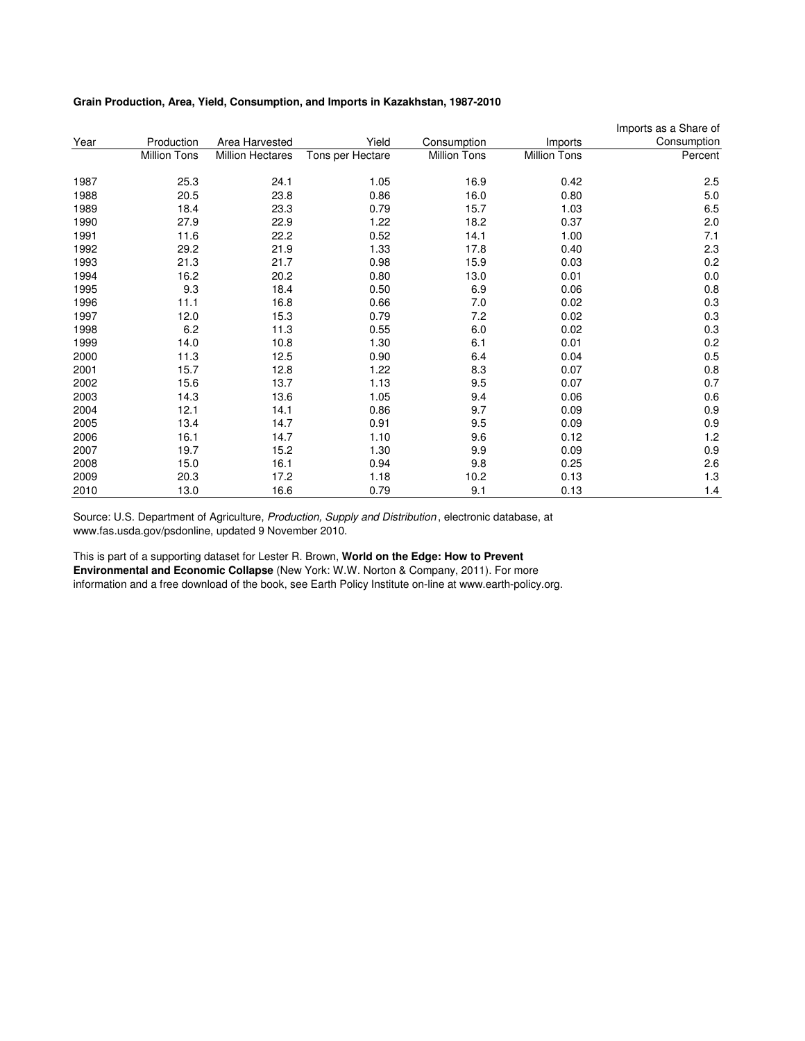**Grain Production, Area, Yield, Consumption, and Imports in Kazakhstan, 1987-2010**

| Year | Production | Area Harvested | Yield | Consumption | Imports | Imports as a Share of Consumption |
|---|---|---|---|---|---|---|
| | Million Tons | Million Hectares | Tons per Hectare | Million Tons | Million Tons | Percent |
| 1987 | 25.3 | 24.1 | 1.05 | 16.9 | 0.42 | 2.5 |
| 1988 | 20.5 | 23.8 | 0.86 | 16.0 | 0.80 | 5.0 |
| 1989 | 18.4 | 23.3 | 0.79 | 15.7 | 1.03 | 6.5 |
| 1990 | 27.9 | 22.9 | 1.22 | 18.2 | 0.37 | 2.0 |
| 1991 | 11.6 | 22.2 | 0.52 | 14.1 | 1.00 | 7.1 |
| 1992 | 29.2 | 21.9 | 1.33 | 17.8 | 0.40 | 2.3 |
| 1993 | 21.3 | 21.7 | 0.98 | 15.9 | 0.03 | 0.2 |
| 1994 | 16.2 | 20.2 | 0.80 | 13.0 | 0.01 | 0.0 |
| 1995 | 9.3 | 18.4 | 0.50 | 6.9 | 0.06 | 0.8 |
| 1996 | 11.1 | 16.8 | 0.66 | 7.0 | 0.02 | 0.3 |
| 1997 | 12.0 | 15.3 | 0.79 | 7.2 | 0.02 | 0.3 |
| 1998 | 6.2 | 11.3 | 0.55 | 6.0 | 0.02 | 0.3 |
| 1999 | 14.0 | 10.8 | 1.30 | 6.1 | 0.01 | 0.2 |
| 2000 | 11.3 | 12.5 | 0.90 | 6.4 | 0.04 | 0.5 |
| 2001 | 15.7 | 12.8 | 1.22 | 8.3 | 0.07 | 0.8 |
| 2002 | 15.6 | 13.7 | 1.13 | 9.5 | 0.07 | 0.7 |
| 2003 | 14.3 | 13.6 | 1.05 | 9.4 | 0.06 | 0.6 |
| 2004 | 12.1 | 14.1 | 0.86 | 9.7 | 0.09 | 0.9 |
| 2005 | 13.4 | 14.7 | 0.91 | 9.5 | 0.09 | 0.9 |
| 2006 | 16.1 | 14.7 | 1.10 | 9.6 | 0.12 | 1.2 |
| 2007 | 19.7 | 15.2 | 1.30 | 9.9 | 0.09 | 0.9 |
| 2008 | 15.0 | 16.1 | 0.94 | 9.8 | 0.25 | 2.6 |
| 2009 | 20.3 | 17.2 | 1.18 | 10.2 | 0.13 | 1.3 |
| 2010 | 13.0 | 16.6 | 0.79 | 9.1 | 0.13 | 1.4 |

Source: U.S. Department of Agriculture, *Production, Supply and Distribution*, electronic database, at www.fas.usda.gov/psdonline, updated 9 November 2010.

This is part of a supporting dataset for Lester R. Brown, **World on the Edge: How to Prevent Environmental and Economic Collapse** (New York: W.W. Norton & Company, 2011). For more information and a free download of the book, see Earth Policy Institute on-line at www.earth-policy.org.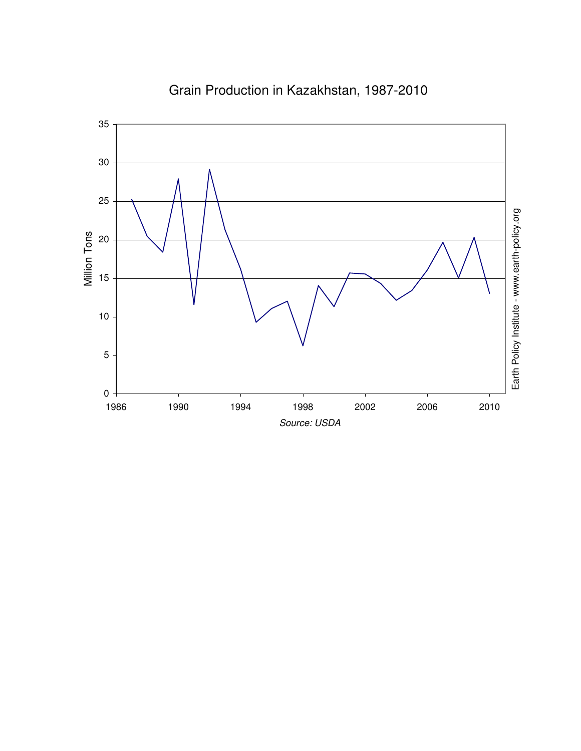Grain Production in Kazakhstan, 1987-2010

Source: USDA

Earth Policy Institute - www.earth-policy.org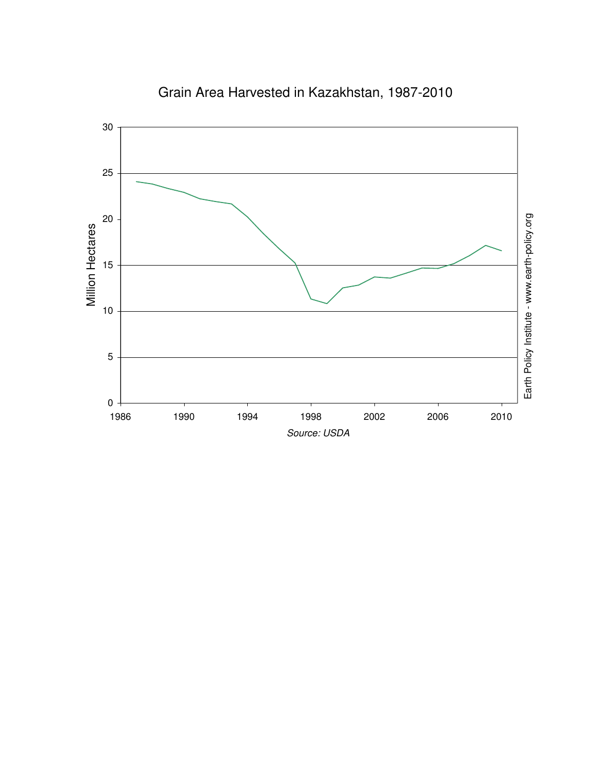Grain Area Harvested in Kazakhstan, 1987-2010

Source: USDA

Earth Policy Institute - www.earth-policy.org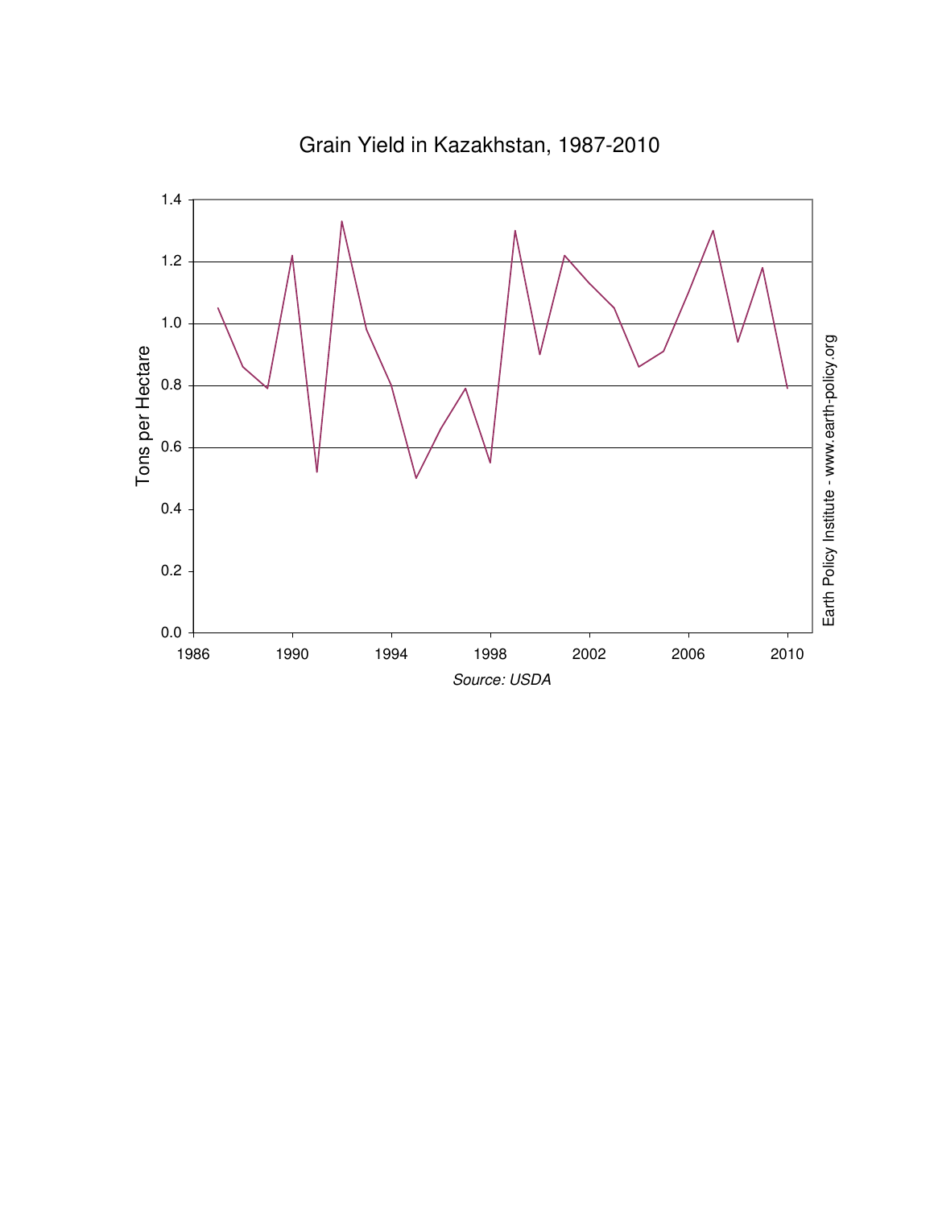Grain Yield in Kazakhstan, 1987-2010

Source: USDA

Earth Policy Institute - www.earth-policy.org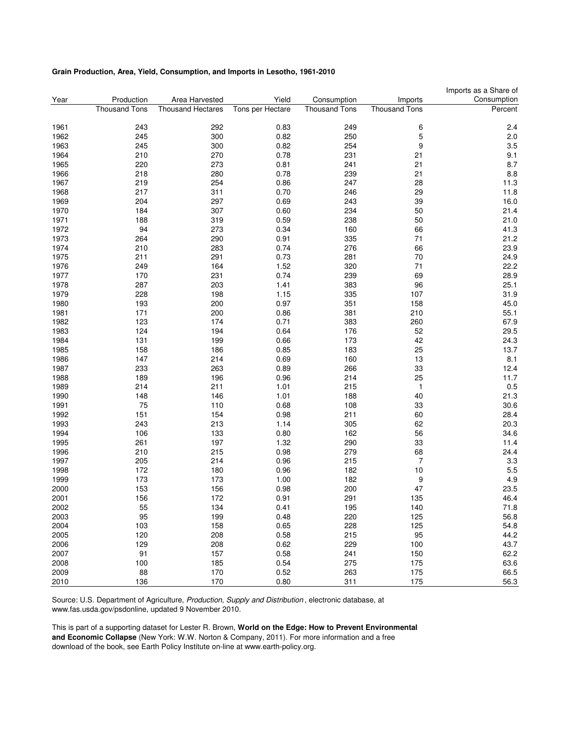**Grain Production, Area, Yield, Consumption, and Imports in Lesotho, 1961-2010**

| Year | Production | Area Harvested | Yield | Consumption | Imports | Imports as a Share of Consumption |
|---|---|---|---|---|---|---|
| | Thousand Tons | Thousand Hectares | Tons per Hectare | Thousand Tons | Thousand Tons | Percent |
| 1961 | 243 | 292 | 0.83 | 249 | 6 | 2.4 |
| 1962 | 245 | 300 | 0.82 | 250 | 5 | 2.0 |
| 1963 | 245 | 300 | 0.82 | 254 | 9 | 3.5 |
| 1964 | 210 | 270 | 0.78 | 231 | 21 | 9.1 |
| 1965 | 220 | 273 | 0.81 | 241 | 21 | 8.7 |
| 1966 | 218 | 280 | 0.78 | 239 | 21 | 8.8 |
| 1967 | 219 | 254 | 0.86 | 247 | 28 | 11.3 |
| 1968 | 217 | 311 | 0.70 | 246 | 29 | 11.8 |
| 1969 | 204 | 297 | 0.69 | 243 | 39 | 16.0 |
| 1970 | 184 | 307 | 0.60 | 234 | 50 | 21.4 |
| 1971 | 188 | 319 | 0.59 | 238 | 50 | 21.0 |
| 1972 | 94 | 273 | 0.34 | 160 | 66 | 41.3 |
| 1973 | 264 | 290 | 0.91 | 335 | 71 | 21.2 |
| 1974 | 210 | 283 | 0.74 | 276 | 66 | 23.9 |
| 1975 | 211 | 291 | 0.73 | 281 | 70 | 24.9 |
| 1976 | 249 | 164 | 1.52 | 320 | 71 | 22.2 |
| 1977 | 170 | 231 | 0.74 | 239 | 69 | 28.9 |
| 1978 | 287 | 203 | 1.41 | 383 | 96 | 25.1 |
| 1979 | 228 | 198 | 1.15 | 335 | 107 | 31.9 |
| 1980 | 193 | 200 | 0.97 | 351 | 158 | 45.0 |
| 1981 | 171 | 200 | 0.86 | 381 | 210 | 55.1 |
| 1982 | 123 | 174 | 0.71 | 383 | 260 | 67.9 |
| 1983 | 124 | 194 | 0.64 | 176 | 52 | 29.5 |
| 1984 | 131 | 199 | 0.66 | 173 | 42 | 24.3 |
| 1985 | 158 | 186 | 0.85 | 183 | 25 | 13.7 |
| 1986 | 147 | 214 | 0.69 | 160 | 13 | 8.1 |
| 1987 | 233 | 263 | 0.89 | 266 | 33 | 12.4 |
| 1988 | 189 | 196 | 0.96 | 214 | 25 | 11.7 |
| 1989 | 214 | 211 | 1.01 | 215 | 1 | 0.5 |
| 1990 | 148 | 146 | 1.01 | 188 | 40 | 21.3 |
| 1991 | 75 | 110 | 0.68 | 108 | 33 | 30.6 |
| 1992 | 151 | 154 | 0.98 | 211 | 60 | 28.4 |
| 1993 | 243 | 213 | 1.14 | 305 | 62 | 20.3 |
| 1994 | 106 | 133 | 0.80 | 162 | 56 | 34.6 |
| 1995 | 261 | 197 | 1.32 | 290 | 33 | 11.4 |
| 1996 | 210 | 215 | 0.98 | 279 | 68 | 24.4 |
| 1997 | 205 | 214 | 0.96 | 215 | 7 | 3.3 |
| 1998 | 172 | 180 | 0.96 | 182 | 10 | 5.5 |
| 1999 | 173 | 173 | 1.00 | 182 | 9 | 4.9 |
| 2000 | 153 | 156 | 0.98 | 200 | 47 | 23.5 |
| 2001 | 156 | 172 | 0.91 | 291 | 135 | 46.4 |
| 2002 | 55 | 134 | 0.41 | 195 | 140 | 71.8 |
| 2003 | 95 | 199 | 0.48 | 220 | 125 | 56.8 |
| 2004 | 103 | 158 | 0.65 | 228 | 125 | 54.8 |
| 2005 | 120 | 208 | 0.58 | 215 | 95 | 44.2 |
| 2006 | 129 | 208 | 0.62 | 229 | 100 | 43.7 |
| 2007 | 91 | 157 | 0.58 | 241 | 150 | 62.2 |
| 2008 | 100 | 185 | 0.54 | 275 | 175 | 63.6 |
| 2009 | 88 | 170 | 0.52 | 263 | 175 | 66.5 |
| 2010 | 136 | 170 | 0.80 | 311 | 175 | 56.3 |

Source: U.S. Department of Agriculture, *Production, Supply and Distribution*, electronic database, at www.fas.usda.gov/psdonline, updated 9 November 2010.

This is part of a supporting dataset for Lester R. Brown, **World on the Edge: How to Prevent Environmental and Economic Collapse** (New York: W.W. Norton & Company, 2011). For more information and a free download of the book, see Earth Policy Institute on-line at www.earth-policy.org.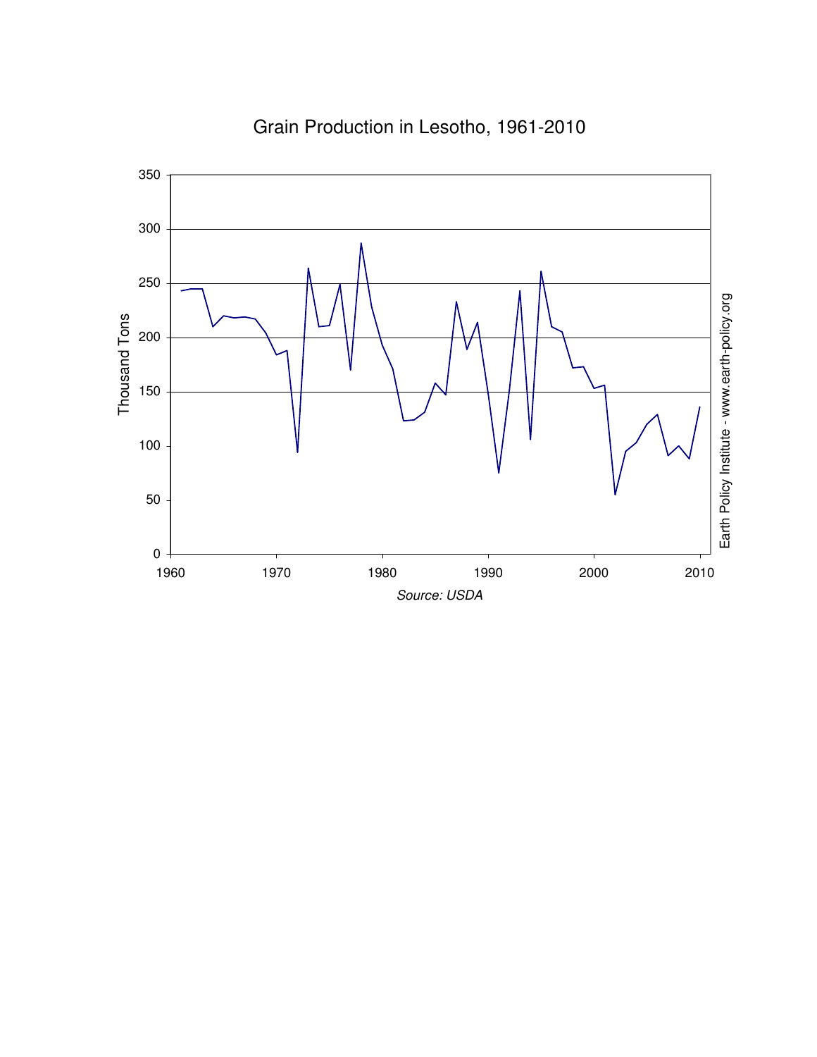Grain Production in Lesotho, 1961-2010

Source: USDA

Earth Policy Institute - www.earth-policy.org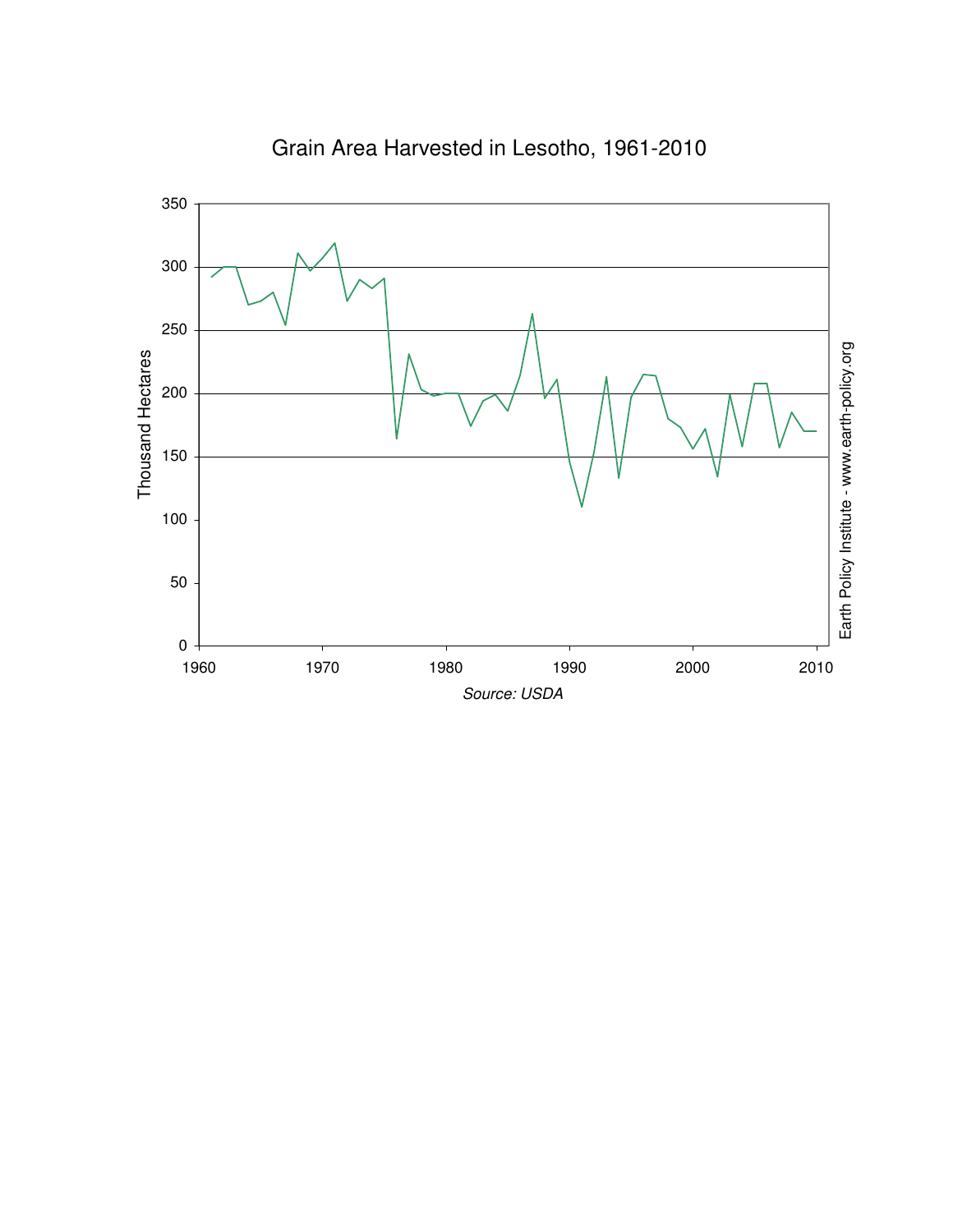Grain Area Harvested in Lesotho, 1961-2010

Source: USDA

Earth Policy Institute - www.earth-policy.org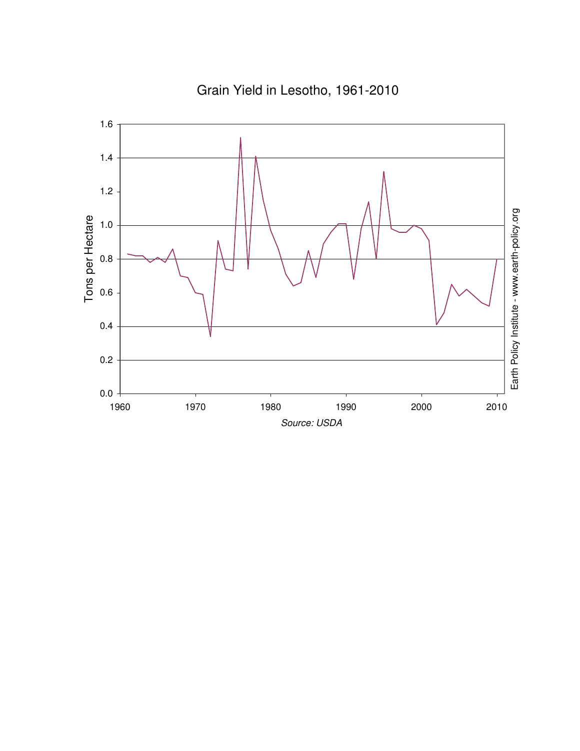Grain Yield in Lesotho, 1961-2010

Tons per Hectare

Source: USDA

Earth Policy Institute - www.earth-policy.org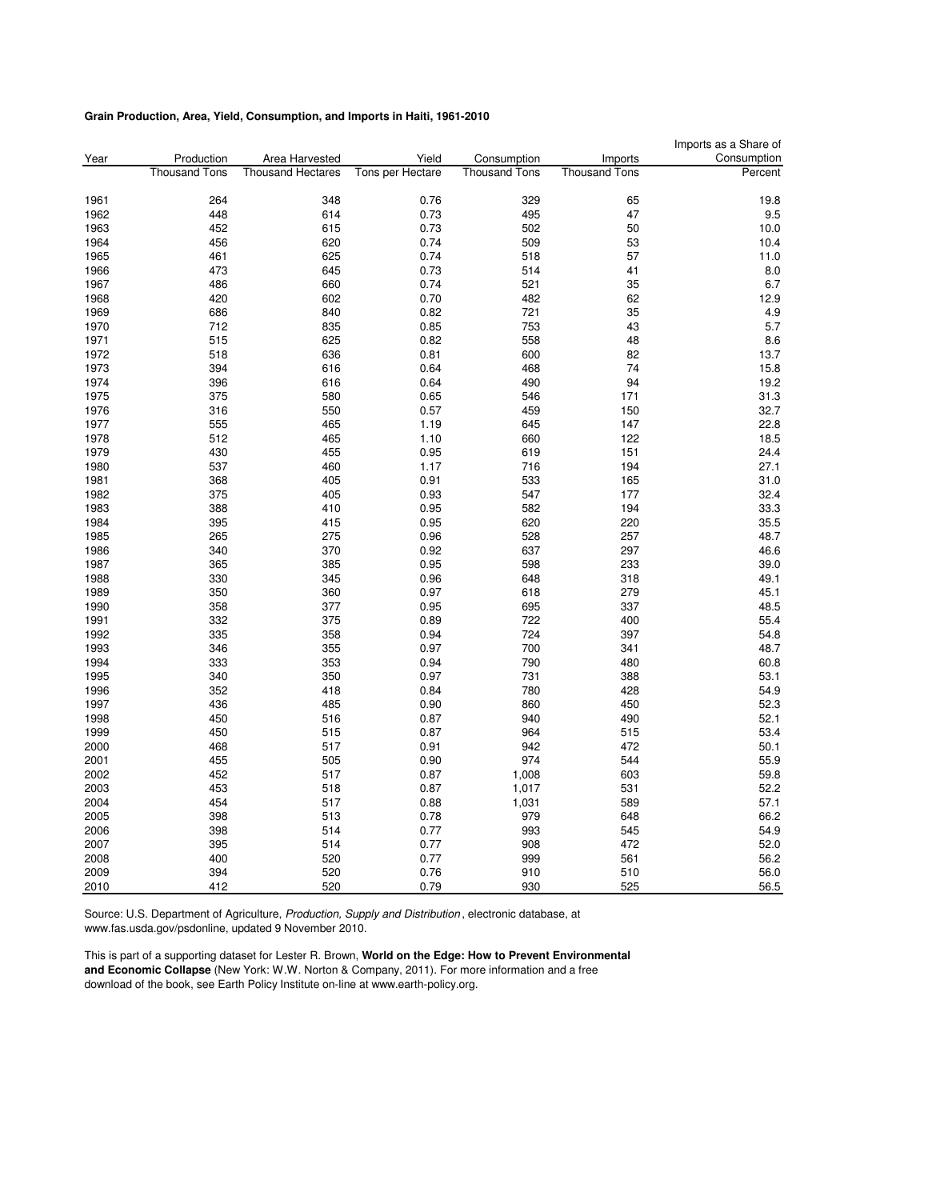**Grain Production, Area, Yield, Consumption, and Imports in Haiti, 1961-2010**

| Year | Production | Area Harvested | Yield | Consumption | Imports | Imports as a Share of Consumption |
|---|---|---|---|---|---|---|
| | Thousand Tons | Thousand Hectares | Tons per Hectare | Thousand Tons | Thousand Tons | Percent |
| 1961 | 264 | 348 | 0.76 | 329 | 65 | 19.8 |
| 1962 | 448 | 614 | 0.73 | 495 | 47 | 9.5 |
| 1963 | 452 | 615 | 0.73 | 502 | 50 | 10.0 |
| 1964 | 456 | 620 | 0.74 | 509 | 53 | 10.4 |
| 1965 | 461 | 625 | 0.74 | 518 | 57 | 11.0 |
| 1966 | 473 | 645 | 0.73 | 514 | 41 | 8.0 |
| 1967 | 486 | 660 | 0.74 | 521 | 35 | 6.7 |
| 1968 | 420 | 602 | 0.70 | 482 | 62 | 12.9 |
| 1969 | 686 | 840 | 0.82 | 721 | 35 | 4.9 |
| 1970 | 712 | 835 | 0.85 | 753 | 43 | 5.7 |
| 1971 | 515 | 625 | 0.82 | 558 | 48 | 8.6 |
| 1972 | 518 | 636 | 0.81 | 600 | 82 | 13.7 |
| 1973 | 394 | 616 | 0.64 | 468 | 74 | 15.8 |
| 1974 | 396 | 616 | 0.64 | 490 | 94 | 19.2 |
| 1975 | 375 | 580 | 0.65 | 546 | 171 | 31.3 |
| 1976 | 316 | 550 | 0.57 | 459 | 150 | 32.7 |
| 1977 | 555 | 465 | 1.19 | 645 | 147 | 22.8 |
| 1978 | 512 | 465 | 1.10 | 660 | 122 | 18.5 |
| 1979 | 430 | 455 | 0.95 | 619 | 151 | 24.4 |
| 1980 | 537 | 460 | 1.17 | 716 | 194 | 27.1 |
| 1981 | 368 | 405 | 0.91 | 533 | 165 | 31.0 |
| 1982 | 375 | 405 | 0.93 | 547 | 177 | 32.4 |
| 1983 | 388 | 410 | 0.95 | 582 | 194 | 33.3 |
| 1984 | 395 | 415 | 0.95 | 620 | 220 | 35.5 |
| 1985 | 265 | 275 | 0.96 | 528 | 257 | 48.7 |
| 1986 | 340 | 370 | 0.92 | 637 | 297 | 46.6 |
| 1987 | 365 | 385 | 0.95 | 598 | 233 | 39.0 |
| 1988 | 330 | 345 | 0.96 | 648 | 318 | 49.1 |
| 1989 | 350 | 360 | 0.97 | 618 | 279 | 45.1 |
| 1990 | 358 | 377 | 0.95 | 695 | 337 | 48.5 |
| 1991 | 332 | 375 | 0.89 | 722 | 400 | 55.4 |
| 1992 | 335 | 358 | 0.94 | 724 | 397 | 54.8 |
| 1993 | 346 | 355 | 0.97 | 700 | 341 | 48.7 |
| 1994 | 333 | 353 | 0.94 | 790 | 480 | 60.8 |
| 1995 | 340 | 350 | 0.97 | 731 | 388 | 53.1 |
| 1996 | 352 | 418 | 0.84 | 780 | 428 | 54.9 |
| 1997 | 436 | 485 | 0.90 | 860 | 450 | 52.3 |
| 1998 | 450 | 516 | 0.87 | 940 | 490 | 52.1 |
| 1999 | 450 | 515 | 0.87 | 964 | 515 | 53.4 |
| 2000 | 468 | 517 | 0.91 | 942 | 472 | 50.1 |
| 2001 | 455 | 505 | 0.90 | 974 | 544 | 55.9 |
| 2002 | 452 | 517 | 0.87 | 1,008 | 603 | 59.8 |
| 2003 | 453 | 518 | 0.87 | 1,017 | 531 | 52.2 |
| 2004 | 454 | 517 | 0.88 | 1,031 | 589 | 57.1 |
| 2005 | 398 | 513 | 0.78 | 979 | 648 | 66.2 |
| 2006 | 398 | 514 | 0.77 | 993 | 545 | 54.9 |
| 2007 | 395 | 514 | 0.77 | 908 | 472 | 52.0 |
| 2008 | 400 | 520 | 0.77 | 999 | 561 | 56.2 |
| 2009 | 394 | 520 | 0.76 | 910 | 510 | 56.0 |
| 2010 | 412 | 520 | 0.79 | 930 | 525 | 56.5 |

Source: U.S. Department of Agriculture, *Production, Supply and Distribution*, electronic database, at www.fas.usda.gov/psdonline, updated 9 November 2010.

This is part of a supporting dataset for Lester R. Brown, **World on the Edge: How to Prevent Environmental and Economic Collapse** (New York: W.W. Norton & Company, 2011). For more information and a free download of the book, see Earth Policy Institute on-line at www.earth-policy.org.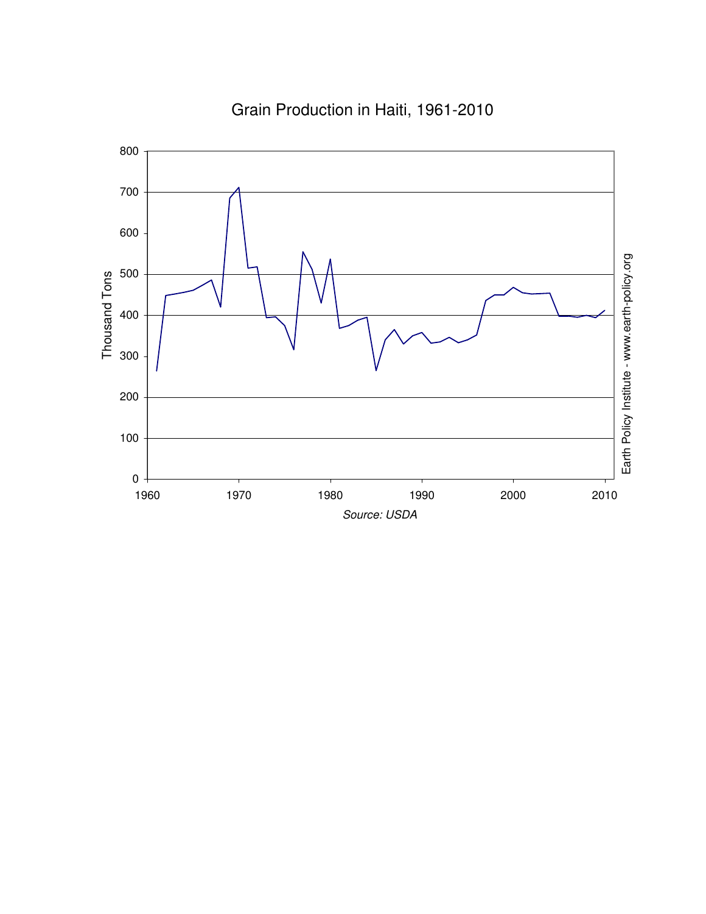Grain Production in Haiti, 1961-2010

Thousand Tons

Source: USDA

Earth Policy Institute - www.earth-policy.org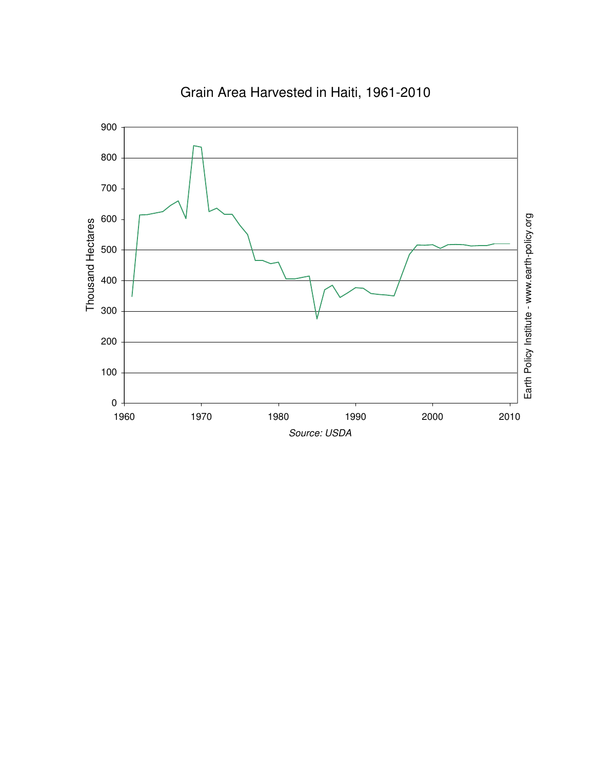# Grain Area Harvested in Haiti, 1961-2010

Thousand Hectares

Source: USDA

Earth Policy Institute - www.earth-policy.org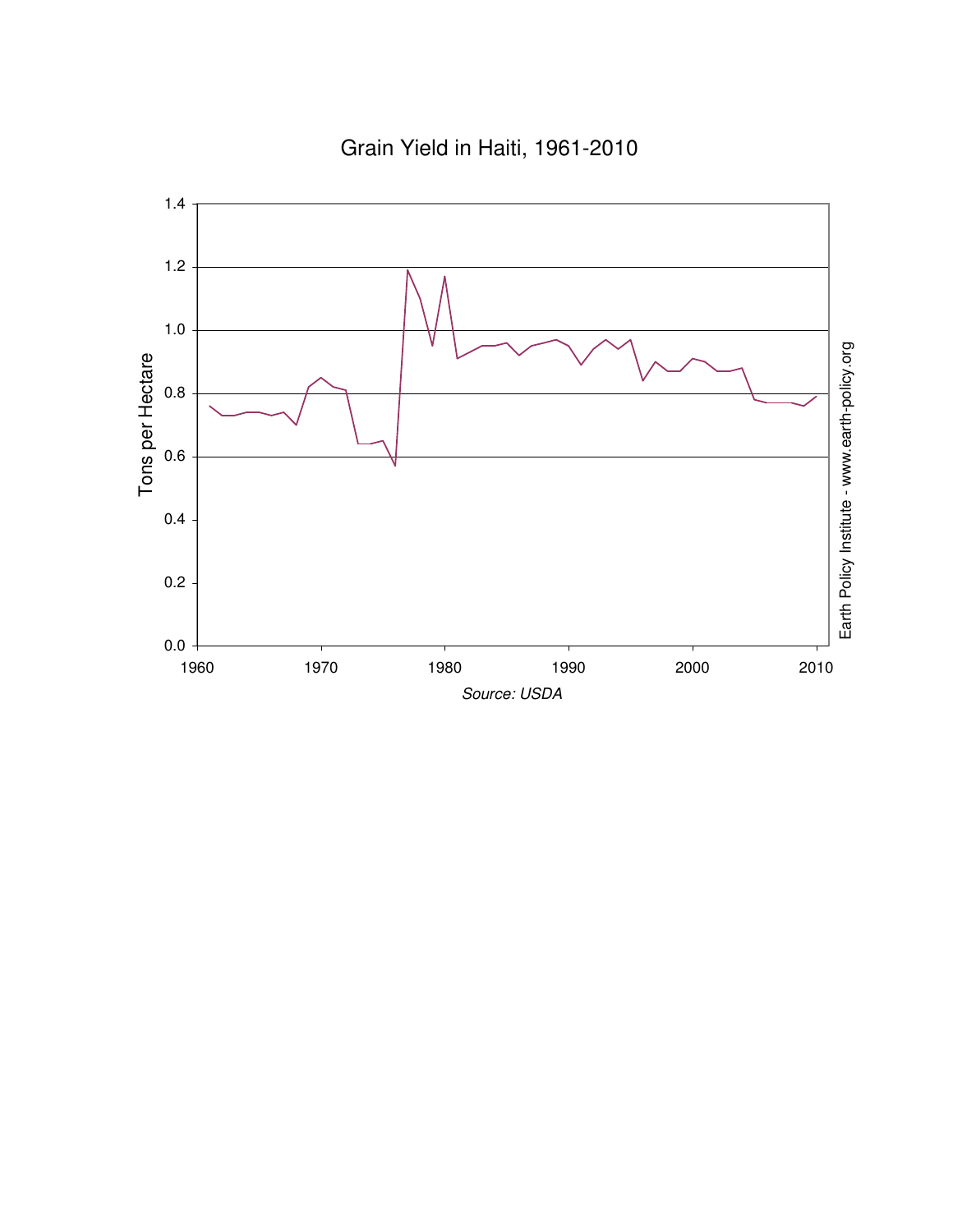Grain Yield in Haiti, 1961-2010

Tons per Hectare

Source: USDA

Earth Policy Institute - www.earth-policy.org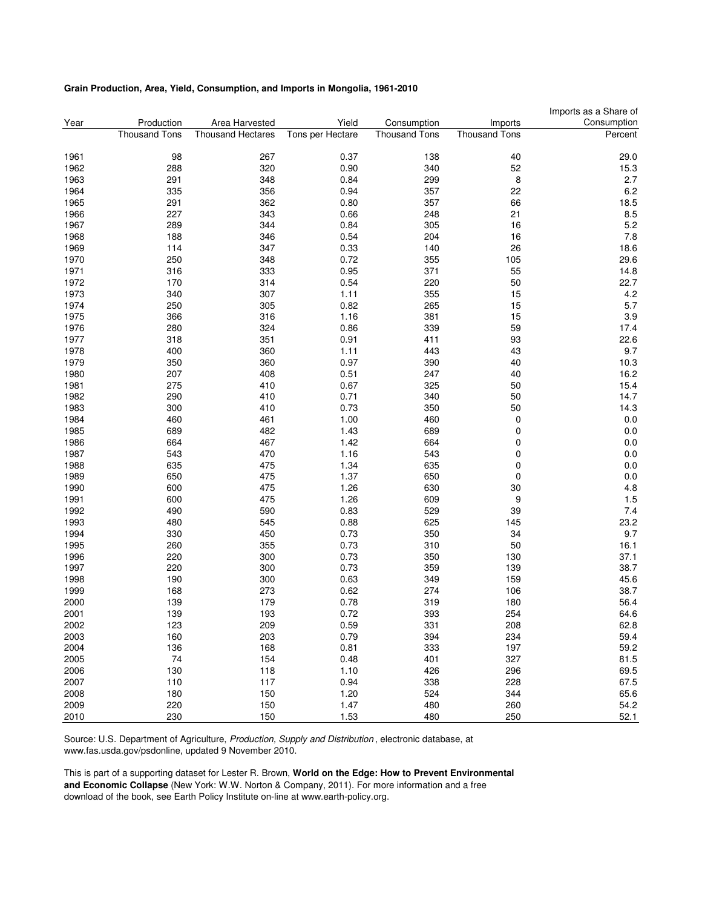**Grain Production, Area, Yield, Consumption, and Imports in Mongolia, 1961-2010**

| Year | Production | Area Harvested | Yield | Consumption | Imports | Imports as a Share of Consumption |
|---|---|---|---|---|---|---|
| | Thousand Tons | Thousand Hectares | Tons per Hectare | Thousand Tons | Thousand Tons | Percent |
| 1961 | 98 | 267 | 0.37 | 138 | 40 | 29.0 |
| 1962 | 288 | 320 | 0.90 | 340 | 52 | 15.3 |
| 1963 | 291 | 348 | 0.84 | 299 | 8 | 2.7 |
| 1964 | 335 | 356 | 0.94 | 357 | 22 | 6.2 |
| 1965 | 291 | 362 | 0.80 | 357 | 66 | 18.5 |
| 1966 | 227 | 343 | 0.66 | 248 | 21 | 8.5 |
| 1967 | 289 | 344 | 0.84 | 305 | 16 | 5.2 |
| 1968 | 188 | 346 | 0.54 | 204 | 16 | 7.8 |
| 1969 | 114 | 347 | 0.33 | 140 | 26 | 18.6 |
| 1970 | 250 | 348 | 0.72 | 355 | 105 | 29.6 |
| 1971 | 316 | 333 | 0.95 | 371 | 55 | 14.8 |
| 1972 | 170 | 314 | 0.54 | 220 | 50 | 22.7 |
| 1973 | 340 | 307 | 1.11 | 355 | 15 | 4.2 |
| 1974 | 250 | 305 | 0.82 | 265 | 15 | 5.7 |
| 1975 | 366 | 316 | 1.16 | 381 | 15 | 3.9 |
| 1976 | 280 | 324 | 0.86 | 339 | 59 | 17.4 |
| 1977 | 318 | 351 | 0.91 | 411 | 93 | 22.6 |
| 1978 | 400 | 360 | 1.11 | 443 | 43 | 9.7 |
| 1979 | 350 | 360 | 0.97 | 390 | 40 | 10.3 |
| 1980 | 207 | 408 | 0.51 | 247 | 40 | 16.2 |
| 1981 | 275 | 410 | 0.67 | 325 | 50 | 15.4 |
| 1982 | 290 | 410 | 0.71 | 340 | 50 | 14.7 |
| 1983 | 300 | 410 | 0.73 | 350 | 50 | 14.3 |
| 1984 | 460 | 461 | 1.00 | 460 | 0 | 0.0 |
| 1985 | 689 | 482 | 1.43 | 689 | 0 | 0.0 |
| 1986 | 664 | 467 | 1.42 | 664 | 0 | 0.0 |
| 1987 | 543 | 470 | 1.16 | 543 | 0 | 0.0 |
| 1988 | 635 | 475 | 1.34 | 635 | 0 | 0.0 |
| 1989 | 650 | 475 | 1.37 | 650 | 0 | 0.0 |
| 1990 | 600 | 475 | 1.26 | 630 | 30 | 4.8 |
| 1991 | 600 | 475 | 1.26 | 609 | 9 | 1.5 |
| 1992 | 490 | 590 | 0.83 | 529 | 39 | 7.4 |
| 1993 | 480 | 545 | 0.88 | 625 | 145 | 23.2 |
| 1994 | 330 | 450 | 0.73 | 350 | 34 | 9.7 |
| 1995 | 260 | 355 | 0.73 | 310 | 50 | 16.1 |
| 1996 | 220 | 300 | 0.73 | 350 | 130 | 37.1 |
| 1997 | 220 | 300 | 0.73 | 359 | 139 | 38.7 |
| 1998 | 190 | 300 | 0.63 | 349 | 159 | 45.6 |
| 1999 | 168 | 273 | 0.62 | 274 | 106 | 38.7 |
| 2000 | 139 | 179 | 0.78 | 319 | 180 | 56.4 |
| 2001 | 139 | 193 | 0.72 | 393 | 254 | 64.6 |
| 2002 | 123 | 209 | 0.59 | 331 | 208 | 62.8 |
| 2003 | 160 | 203 | 0.79 | 394 | 234 | 59.4 |
| 2004 | 136 | 168 | 0.81 | 333 | 197 | 59.2 |
| 2005 | 74 | 154 | 0.48 | 401 | 327 | 81.5 |
| 2006 | 130 | 118 | 1.10 | 426 | 296 | 69.5 |
| 2007 | 110 | 117 | 0.94 | 338 | 228 | 67.5 |
| 2008 | 180 | 150 | 1.20 | 524 | 344 | 65.6 |
| 2009 | 220 | 150 | 1.47 | 480 | 260 | 54.2 |
| 2010 | 230 | 150 | 1.53 | 480 | 250 | 52.1 |

Source: U.S. Department of Agriculture, *Production, Supply and Distribution*, electronic database, at www.fas.usda.gov/psdonline, updated 9 November 2010.

This is part of a supporting dataset for Lester R. Brown, **World on the Edge: How to Prevent Environmental and Economic Collapse** (New York: W.W. Norton & Company, 2011). For more information and a free download of the book, see Earth Policy Institute on-line at www.earth-policy.org.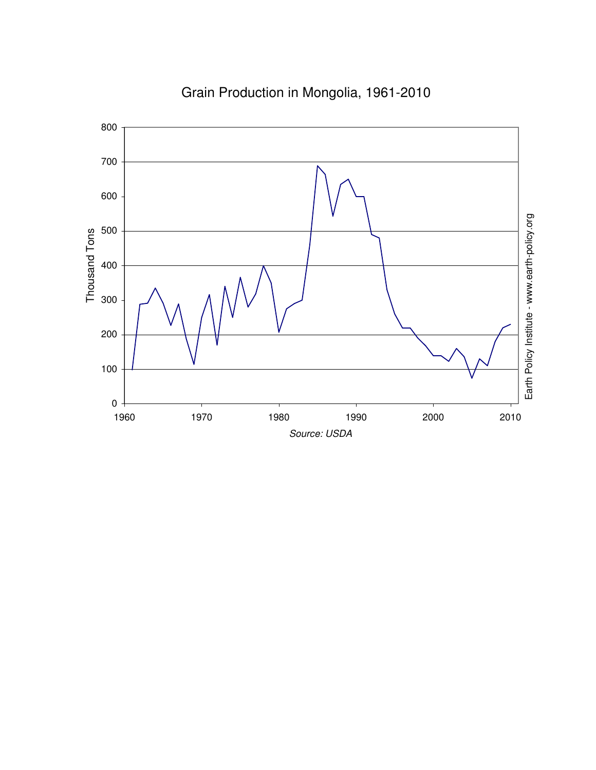Grain Production in Mongolia, 1961-2010

Source: USDA

Earth Policy Institute - www.earth-policy.org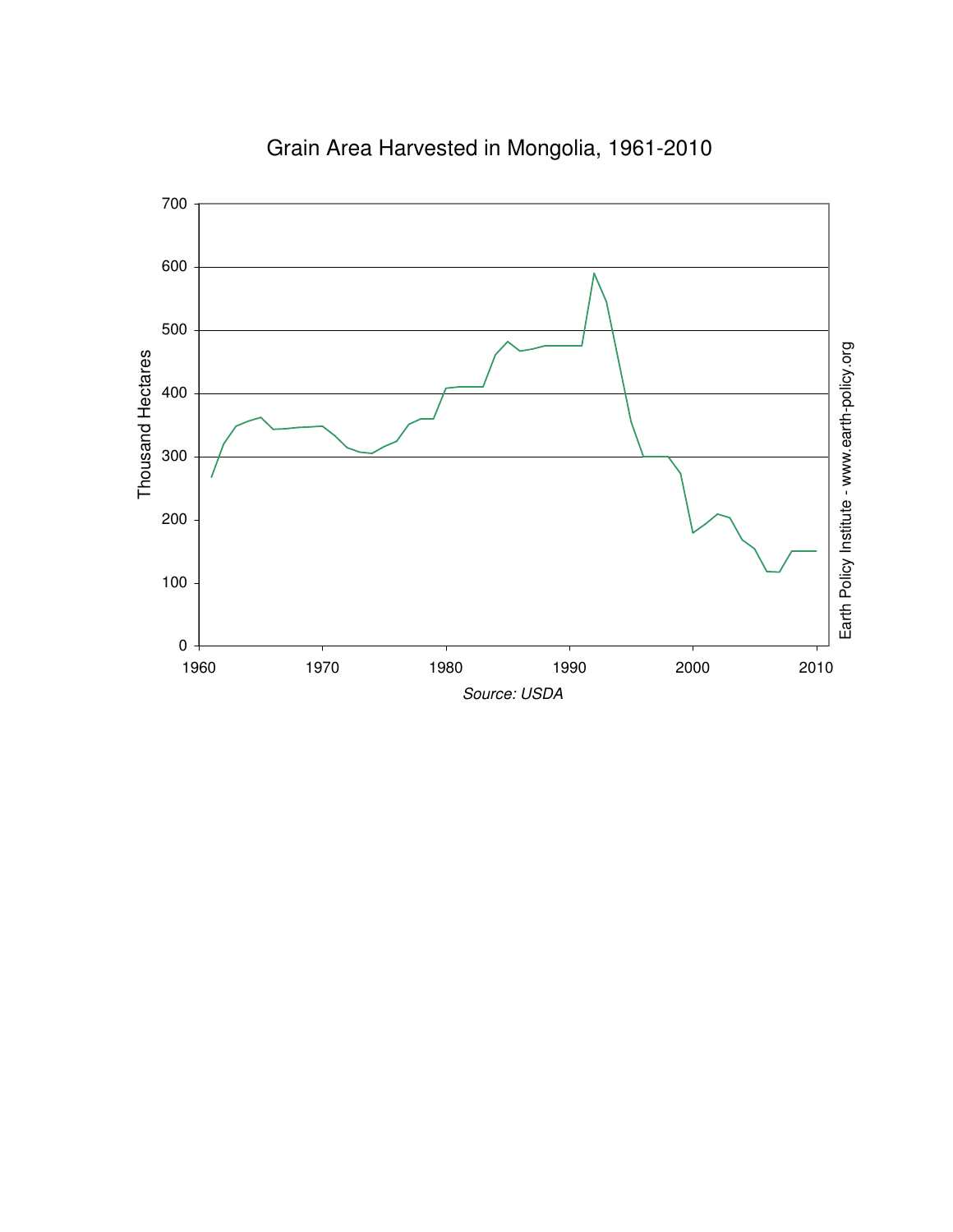Grain Area Harvested in Mongolia, 1961-2010

Thousand Hectares

Source: USDA

Earth Policy Institute - www.earth-policy.org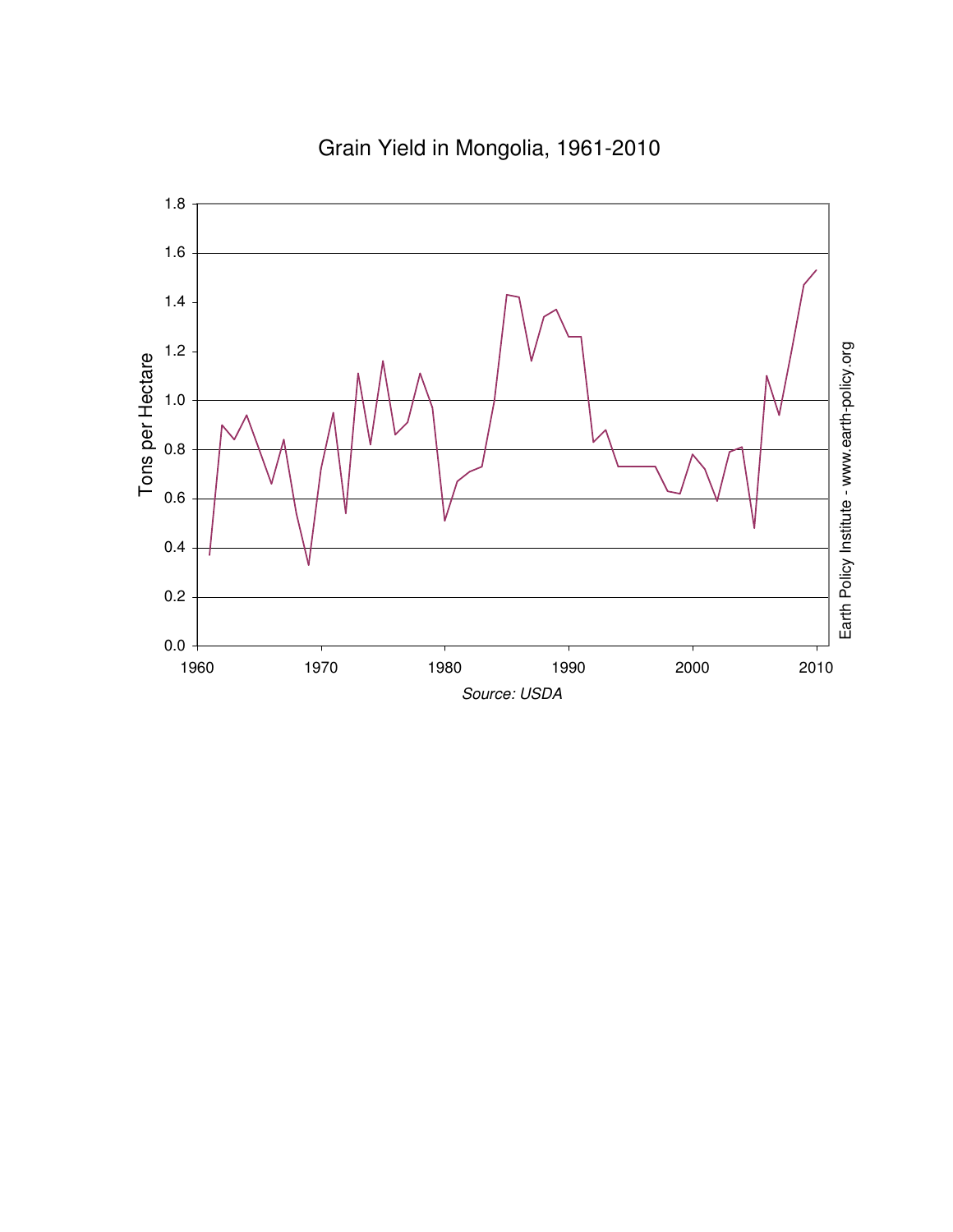Grain Yield in Mongolia, 1961-2010

Source: USDA

Earth Policy Institute - www.earth-policy.org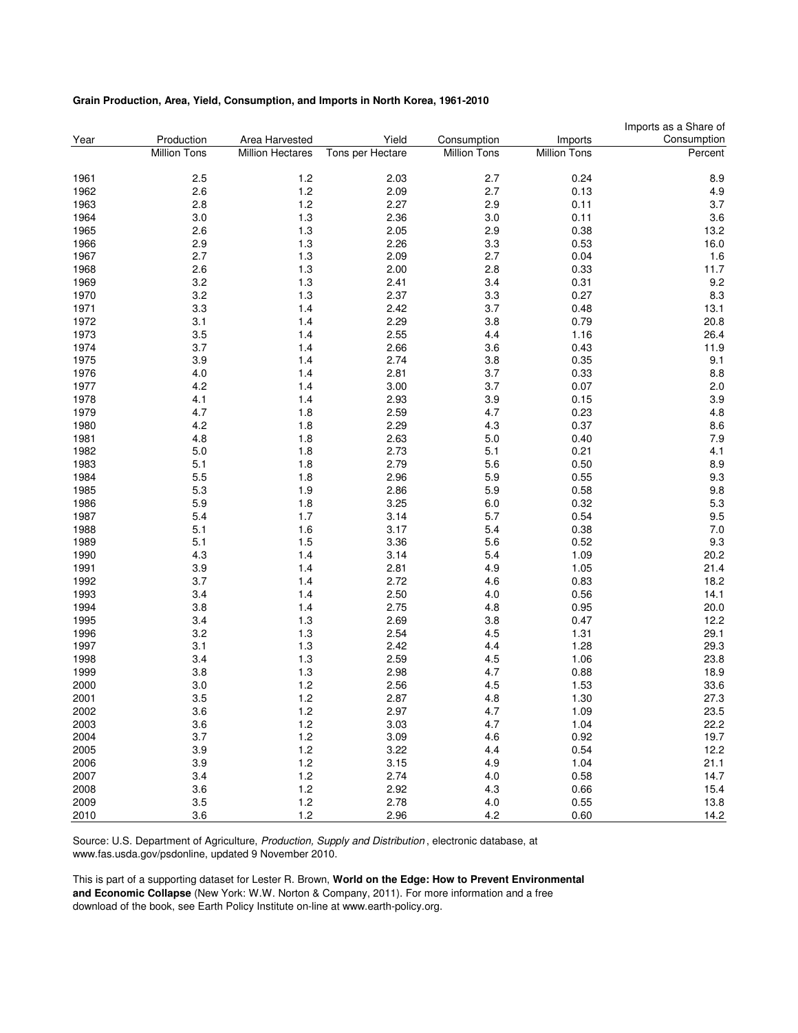**Grain Production, Area, Yield, Consumption, and Imports in North Korea, 1961-2010**

| Year | Production | Area Harvested | Yield | Consumption | Imports | Imports as a Share of Consumption |
|---|---|---|---|---|---|---|
| | Million Tons | Million Hectares | Tons per Hectare | Million Tons | Million Tons | Percent |
| 1961 | 2.5 | 1.2 | 2.03 | 2.7 | 0.24 | 8.9 |
| 1962 | 2.6 | 1.2 | 2.09 | 2.7 | 0.13 | 4.9 |
| 1963 | 2.8 | 1.2 | 2.27 | 2.9 | 0.11 | 3.7 |
| 1964 | 3.0 | 1.3 | 2.36 | 3.0 | 0.11 | 3.6 |
| 1965 | 2.6 | 1.3 | 2.05 | 2.9 | 0.38 | 13.2 |
| 1966 | 2.9 | 1.3 | 2.26 | 3.3 | 0.53 | 16.0 |
| 1967 | 2.7 | 1.3 | 2.09 | 2.7 | 0.04 | 1.6 |
| 1968 | 2.6 | 1.3 | 2.00 | 2.8 | 0.33 | 11.7 |
| 1969 | 3.2 | 1.3 | 2.41 | 3.4 | 0.31 | 9.2 |
| 1970 | 3.2 | 1.3 | 2.37 | 3.3 | 0.27 | 8.3 |
| 1971 | 3.3 | 1.4 | 2.42 | 3.7 | 0.48 | 13.1 |
| 1972 | 3.1 | 1.4 | 2.29 | 3.8 | 0.79 | 20.8 |
| 1973 | 3.5 | 1.4 | 2.55 | 4.4 | 1.16 | 26.4 |
| 1974 | 3.7 | 1.4 | 2.66 | 3.6 | 0.43 | 11.9 |
| 1975 | 3.9 | 1.4 | 2.74 | 3.8 | 0.35 | 9.1 |
| 1976 | 4.0 | 1.4 | 2.81 | 3.7 | 0.33 | 8.8 |
| 1977 | 4.2 | 1.4 | 3.00 | 3.7 | 0.07 | 2.0 |
| 1978 | 4.1 | 1.4 | 2.93 | 3.9 | 0.15 | 3.9 |
| 1979 | 4.7 | 1.8 | 2.59 | 4.7 | 0.23 | 4.8 |
| 1980 | 4.2 | 1.8 | 2.29 | 4.3 | 0.37 | 8.6 |
| 1981 | 4.8 | 1.8 | 2.63 | 5.0 | 0.40 | 7.9 |
| 1982 | 5.0 | 1.8 | 2.73 | 5.1 | 0.21 | 4.1 |
| 1983 | 5.1 | 1.8 | 2.79 | 5.6 | 0.50 | 8.9 |
| 1984 | 5.5 | 1.8 | 2.96 | 5.9 | 0.55 | 9.3 |
| 1985 | 5.3 | 1.9 | 2.86 | 5.9 | 0.58 | 9.8 |
| 1986 | 5.9 | 1.8 | 3.25 | 6.0 | 0.32 | 5.3 |
| 1987 | 5.4 | 1.7 | 3.14 | 5.7 | 0.54 | 9.5 |
| 1988 | 5.1 | 1.6 | 3.17 | 5.4 | 0.38 | 7.0 |
| 1989 | 5.1 | 1.5 | 3.36 | 5.6 | 0.52 | 9.3 |
| 1990 | 4.3 | 1.4 | 3.14 | 5.4 | 1.09 | 20.2 |
| 1991 | 3.9 | 1.4 | 2.81 | 4.9 | 1.05 | 21.4 |
| 1992 | 3.7 | 1.4 | 2.72 | 4.6 | 0.83 | 18.2 |
| 1993 | 3.4 | 1.4 | 2.50 | 4.0 | 0.56 | 14.1 |
| 1994 | 3.8 | 1.4 | 2.75 | 4.8 | 0.95 | 20.0 |
| 1995 | 3.4 | 1.3 | 2.69 | 3.8 | 0.47 | 12.2 |
| 1996 | 3.2 | 1.3 | 2.54 | 4.5 | 1.31 | 29.1 |
| 1997 | 3.1 | 1.3 | 2.42 | 4.4 | 1.28 | 29.3 |
| 1998 | 3.4 | 1.3 | 2.59 | 4.5 | 1.06 | 23.8 |
| 1999 | 3.8 | 1.3 | 2.98 | 4.7 | 0.88 | 18.9 |
| 2000 | 3.0 | 1.2 | 2.56 | 4.5 | 1.53 | 33.6 |
| 2001 | 3.5 | 1.2 | 2.87 | 4.8 | 1.30 | 27.3 |
| 2002 | 3.6 | 1.2 | 2.97 | 4.7 | 1.09 | 23.5 |
| 2003 | 3.6 | 1.2 | 3.03 | 4.7 | 1.04 | 22.2 |
| 2004 | 3.7 | 1.2 | 3.09 | 4.6 | 0.92 | 19.7 |
| 2005 | 3.9 | 1.2 | 3.22 | 4.4 | 0.54 | 12.2 |
| 2006 | 3.9 | 1.2 | 3.15 | 4.9 | 1.04 | 21.1 |
| 2007 | 3.4 | 1.2 | 2.74 | 4.0 | 0.58 | 14.7 |
| 2008 | 3.6 | 1.2 | 2.92 | 4.3 | 0.66 | 15.4 |
| 2009 | 3.5 | 1.2 | 2.78 | 4.0 | 0.55 | 13.8 |
| 2010 | 3.6 | 1.2 | 2.96 | 4.2 | 0.60 | 14.2 |

Source: U.S. Department of Agriculture, *Production, Supply and Distribution*, electronic database, at www.fas.usda.gov/psdonline, updated 9 November 2010.

This is part of a supporting dataset for Lester R. Brown, **World on the Edge: How to Prevent Environmental and Economic Collapse** (New York: W.W. Norton & Company, 2011). For more information and a free download of the book, see Earth Policy Institute on-line at www.earth-policy.org.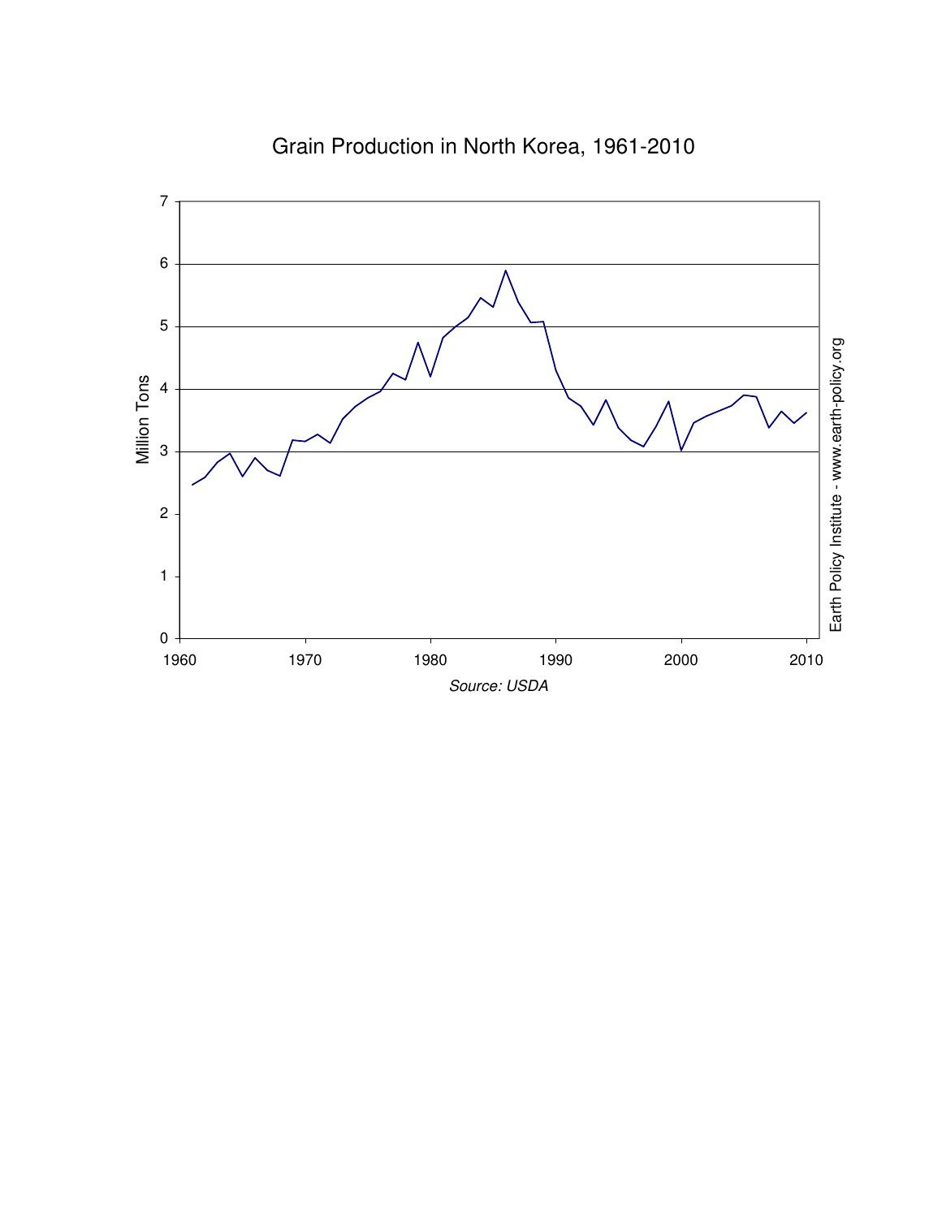Grain Production in North Korea, 1961-2010

Source: USDA

Earth Policy Institute - www.earth-policy.org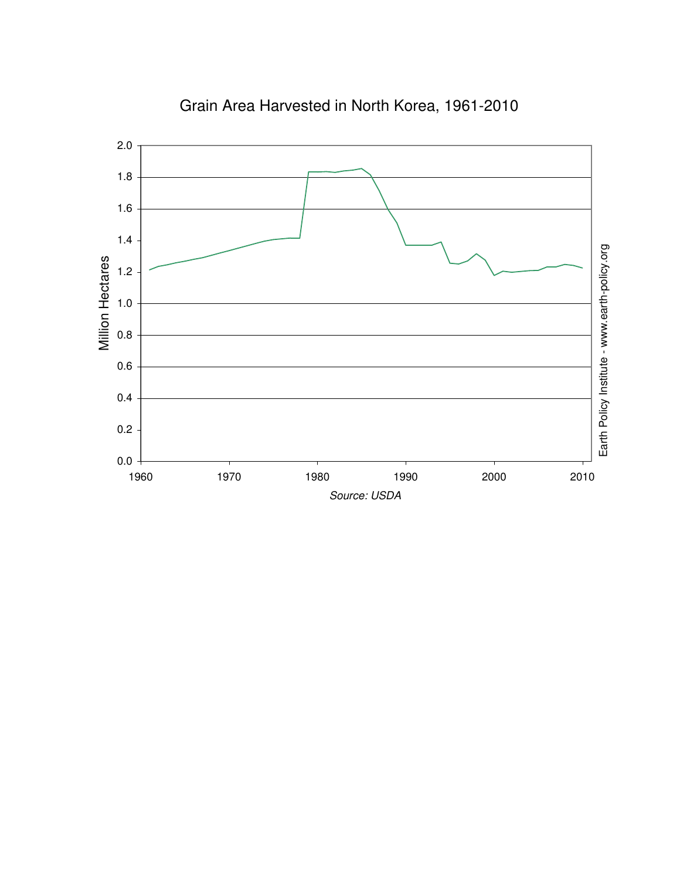# Grain Area Harvested in North Korea, 1961-2010

Million Hectares

Source: USDA

Earth Policy Institute - www.earth-policy.org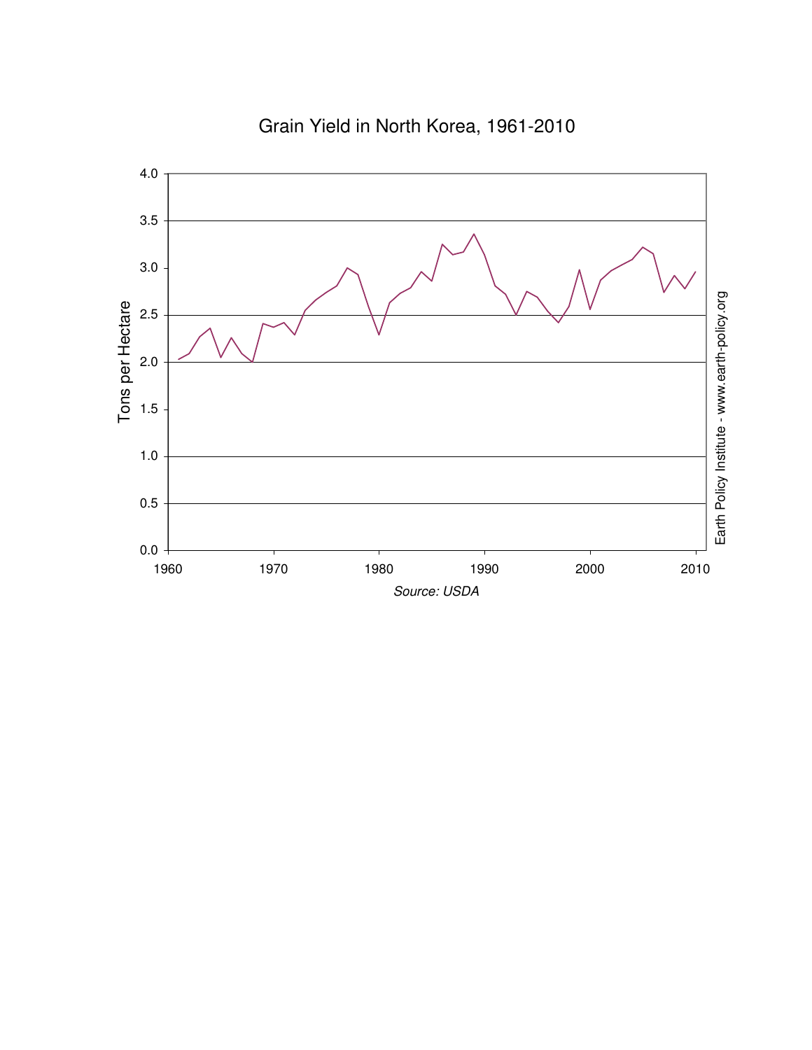Grain Yield in North Korea, 1961-2010

Source: USDA

Earth Policy Institute - www.earth-policy.org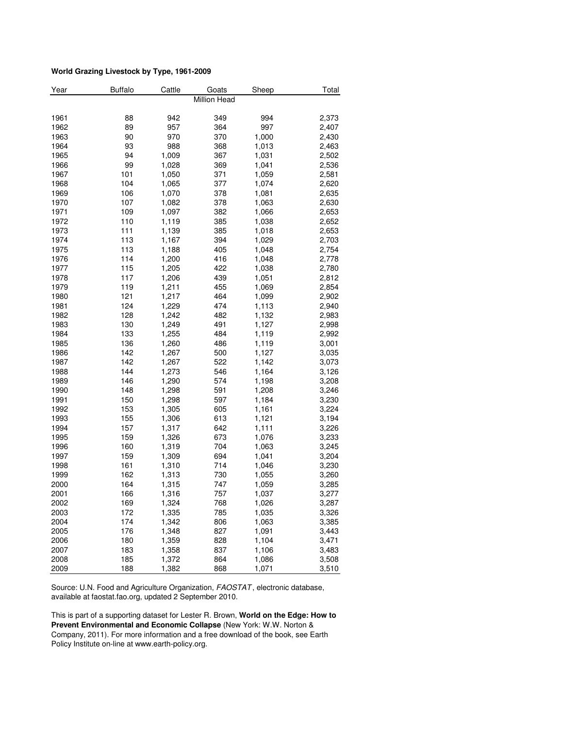**World Grazing Livestock by Type, 1961-2009**

| Year | Buffalo | Cattle | Goats | Sheep | Total |
|---|---|---|---|---|---|
| | | | Million Head | | |
| 1961 | 88 | 942 | 349 | 994 | 2,373 |
| 1962 | 89 | 957 | 364 | 997 | 2,407 |
| 1963 | 90 | 970 | 370 | 1,000 | 2,430 |
| 1964 | 93 | 988 | 368 | 1,013 | 2,463 |
| 1965 | 94 | 1,009 | 367 | 1,031 | 2,502 |
| 1966 | 99 | 1,028 | 369 | 1,041 | 2,536 |
| 1967 | 101 | 1,050 | 371 | 1,059 | 2,581 |
| 1968 | 104 | 1,065 | 377 | 1,074 | 2,620 |
| 1969 | 106 | 1,070 | 378 | 1,081 | 2,635 |
| 1970 | 107 | 1,082 | 378 | 1,063 | 2,630 |
| 1971 | 109 | 1,097 | 382 | 1,066 | 2,653 |
| 1972 | 110 | 1,119 | 385 | 1,038 | 2,652 |
| 1973 | 111 | 1,139 | 385 | 1,018 | 2,653 |
| 1974 | 113 | 1,167 | 394 | 1,029 | 2,703 |
| 1975 | 113 | 1,188 | 405 | 1,048 | 2,754 |
| 1976 | 114 | 1,200 | 416 | 1,048 | 2,778 |
| 1977 | 115 | 1,205 | 422 | 1,038 | 2,780 |
| 1978 | 117 | 1,206 | 439 | 1,051 | 2,812 |
| 1979 | 119 | 1,211 | 455 | 1,069 | 2,854 |
| 1980 | 121 | 1,217 | 464 | 1,099 | 2,902 |
| 1981 | 124 | 1,229 | 474 | 1,113 | 2,940 |
| 1982 | 128 | 1,242 | 482 | 1,132 | 2,983 |
| 1983 | 130 | 1,249 | 491 | 1,127 | 2,998 |
| 1984 | 133 | 1,255 | 484 | 1,119 | 2,992 |
| 1985 | 136 | 1,260 | 486 | 1,119 | 3,001 |
| 1986 | 142 | 1,267 | 500 | 1,127 | 3,035 |
| 1987 | 142 | 1,267 | 522 | 1,142 | 3,073 |
| 1988 | 144 | 1,273 | 546 | 1,164 | 3,126 |
| 1989 | 146 | 1,290 | 574 | 1,198 | 3,208 |
| 1990 | 148 | 1,298 | 591 | 1,208 | 3,246 |
| 1991 | 150 | 1,298 | 597 | 1,184 | 3,230 |
| 1992 | 153 | 1,305 | 605 | 1,161 | 3,224 |
| 1993 | 155 | 1,306 | 613 | 1,121 | 3,194 |
| 1994 | 157 | 1,317 | 642 | 1,111 | 3,226 |
| 1995 | 159 | 1,326 | 673 | 1,076 | 3,233 |
| 1996 | 160 | 1,319 | 704 | 1,063 | 3,245 |
| 1997 | 159 | 1,309 | 694 | 1,041 | 3,204 |
| 1998 | 161 | 1,310 | 714 | 1,046 | 3,230 |
| 1999 | 162 | 1,313 | 730 | 1,055 | 3,260 |
| 2000 | 164 | 1,315 | 747 | 1,059 | 3,285 |
| 2001 | 166 | 1,316 | 757 | 1,037 | 3,277 |
| 2002 | 169 | 1,324 | 768 | 1,026 | 3,287 |
| 2003 | 172 | 1,335 | 785 | 1,035 | 3,326 |
| 2004 | 174 | 1,342 | 806 | 1,063 | 3,385 |
| 2005 | 176 | 1,348 | 827 | 1,091 | 3,443 |
| 2006 | 180 | 1,359 | 828 | 1,104 | 3,471 |
| 2007 | 183 | 1,358 | 837 | 1,106 | 3,483 |
| 2008 | 185 | 1,372 | 864 | 1,086 | 3,508 |
| 2009 | 188 | 1,382 | 868 | 1,071 | 3,510 |

Source: U.N. Food and Agriculture Organization, *FAOSTAT*, electronic database, available at faostat.fao.org, updated 2 September 2010.

This is part of a supporting dataset for Lester R. Brown, **World on the Edge: How to Prevent Environmental and Economic Collapse** (New York: W.W. Norton & Company, 2011). For more information and a free download of the book, see Earth Policy Institute on-line at www.earth-policy.org.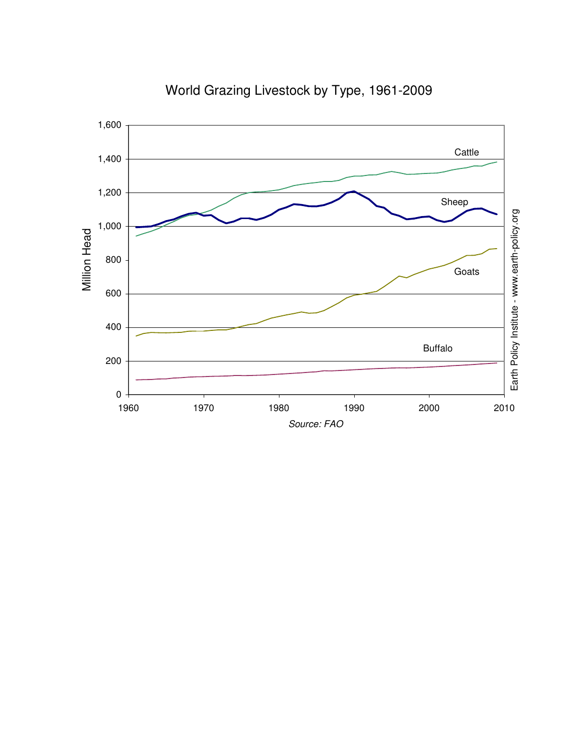World Grazing Livestock by Type, 1961-2009

Source: FAO

Earth Policy Institute - www.earth-policy.org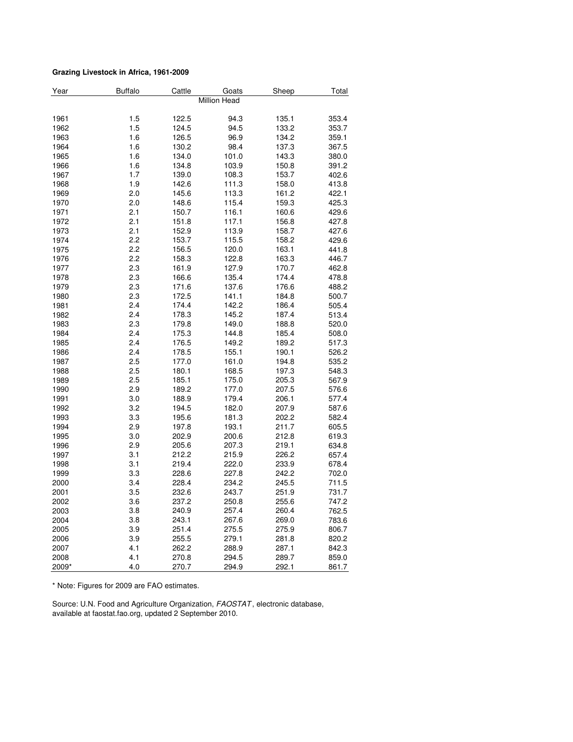**Grazing Livestock in Africa, 1961-2009**

| Year | Buffalo | Cattle | Goats | Sheep | Total |
|---|---|---|---|---|---|
| | | | Million Head | | |
| 1961 | 1.5 | 122.5 | 94.3 | 135.1 | 353.4 |
| 1962 | 1.5 | 124.5 | 94.5 | 133.2 | 353.7 |
| 1963 | 1.6 | 126.5 | 96.9 | 134.2 | 359.1 |
| 1964 | 1.6 | 130.2 | 98.4 | 137.3 | 367.5 |
| 1965 | 1.6 | 134.0 | 101.0 | 143.3 | 380.0 |
| 1966 | 1.6 | 134.8 | 103.9 | 150.8 | 391.2 |
| 1967 | 1.7 | 139.0 | 108.3 | 153.7 | 402.6 |
| 1968 | 1.9 | 142.6 | 111.3 | 158.0 | 413.8 |
| 1969 | 2.0 | 145.6 | 113.3 | 161.2 | 422.1 |
| 1970 | 2.0 | 148.6 | 115.4 | 159.3 | 425.3 |
| 1971 | 2.1 | 150.7 | 116.1 | 160.6 | 429.6 |
| 1972 | 2.1 | 151.8 | 117.1 | 156.8 | 427.8 |
| 1973 | 2.1 | 152.9 | 113.9 | 158.7 | 427.6 |
| 1974 | 2.2 | 153.7 | 115.5 | 158.2 | 429.6 |
| 1975 | 2.2 | 156.5 | 120.0 | 163.1 | 441.8 |
| 1976 | 2.2 | 158.3 | 122.8 | 163.3 | 446.7 |
| 1977 | 2.3 | 161.9 | 127.9 | 170.7 | 462.8 |
| 1978 | 2.3 | 166.6 | 135.4 | 174.4 | 478.8 |
| 1979 | 2.3 | 171.6 | 137.6 | 176.6 | 488.2 |
| 1980 | 2.3 | 172.5 | 141.1 | 184.8 | 500.7 |
| 1981 | 2.4 | 174.4 | 142.2 | 186.4 | 505.4 |
| 1982 | 2.4 | 178.3 | 145.2 | 187.4 | 513.4 |
| 1983 | 2.3 | 179.8 | 149.0 | 188.8 | 520.0 |
| 1984 | 2.4 | 175.3 | 144.8 | 185.4 | 508.0 |
| 1985 | 2.4 | 176.5 | 149.2 | 189.2 | 517.3 |
| 1986 | 2.4 | 178.5 | 155.1 | 190.1 | 526.2 |
| 1987 | 2.5 | 177.0 | 161.0 | 194.8 | 535.2 |
| 1988 | 2.5 | 180.1 | 168.5 | 197.3 | 548.3 |
| 1989 | 2.5 | 185.1 | 175.0 | 205.3 | 567.9 |
| 1990 | 2.9 | 189.2 | 177.0 | 207.5 | 576.6 |
| 1991 | 3.0 | 188.9 | 179.4 | 206.1 | 577.4 |
| 1992 | 3.2 | 194.5 | 182.0 | 207.9 | 587.6 |
| 1993 | 3.3 | 195.6 | 181.3 | 202.2 | 582.4 |
| 1994 | 2.9 | 197.8 | 193.1 | 211.7 | 605.5 |
| 1995 | 3.0 | 202.9 | 200.6 | 212.8 | 619.3 |
| 1996 | 2.9 | 205.6 | 207.3 | 219.1 | 634.8 |
| 1997 | 3.1 | 212.2 | 215.9 | 226.2 | 657.4 |
| 1998 | 3.1 | 219.4 | 222.0 | 233.9 | 678.4 |
| 1999 | 3.3 | 228.6 | 227.8 | 242.2 | 702.0 |
| 2000 | 3.4 | 228.4 | 234.2 | 245.5 | 711.5 |
| 2001 | 3.5 | 232.6 | 243.7 | 251.9 | 731.7 |
| 2002 | 3.6 | 237.2 | 250.8 | 255.6 | 747.2 |
| 2003 | 3.8 | 240.9 | 257.4 | 260.4 | 762.5 |
| 2004 | 3.8 | 243.1 | 267.6 | 269.0 | 783.6 |
| 2005 | 3.9 | 251.4 | 275.5 | 275.9 | 806.7 |
| 2006 | 3.9 | 255.5 | 279.1 | 281.8 | 820.2 |
| 2007 | 4.1 | 262.2 | 288.9 | 287.1 | 842.3 |
| 2008 | 4.1 | 270.8 | 294.5 | 289.7 | 859.0 |
| 2009* | 4.0 | 270.7 | 294.9 | 292.1 | 861.7 |

* Note: Figures for 2009 are FAO estimates.

Source: U.N. Food and Agriculture Organization, *FAOSTAT*, electronic database, available at faostat.fao.org, updated 2 September 2010.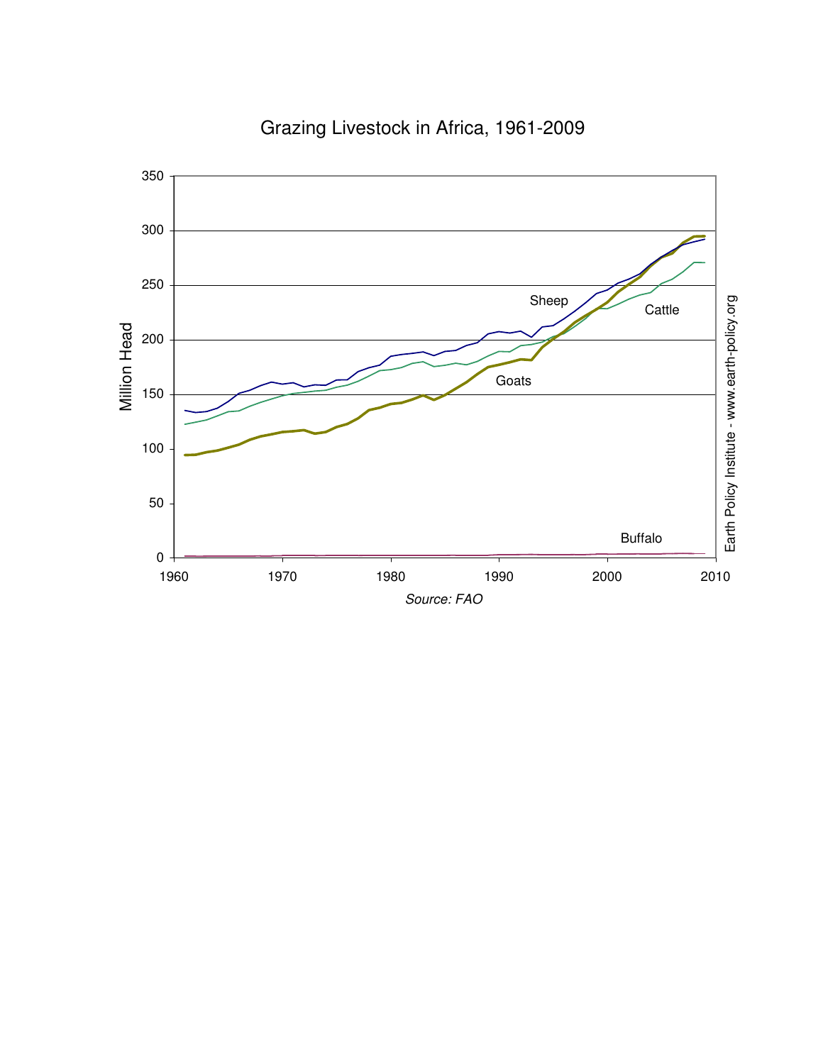Grazing Livestock in Africa, 1961-2009

Source: FAO

Earth Policy Institute - www.earth-policy.org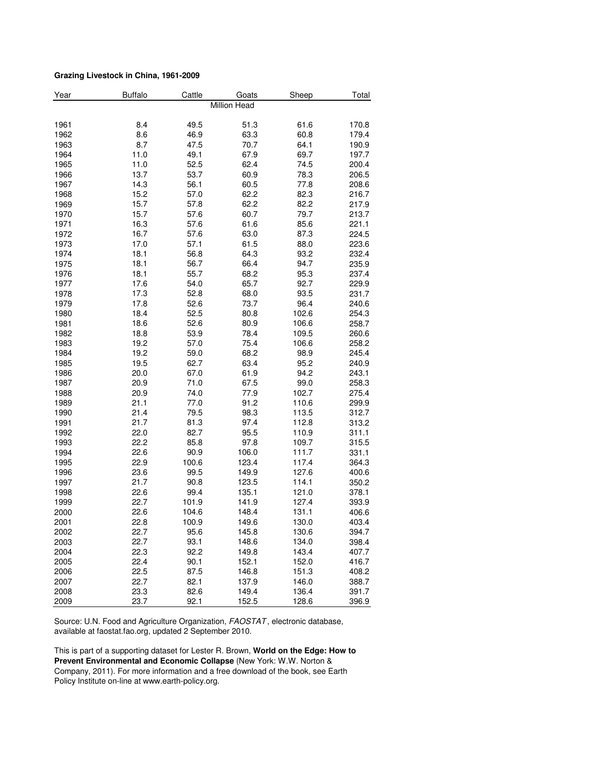**Grazing Livestock in China, 1961-2009**

| Year | Buffalo | Cattle | Goats | Sheep | Total |
|---|---|---|---|---|---|
| | | | Million Head | | |
| 1961 | 8.4 | 49.5 | 51.3 | 61.6 | 170.8 |
| 1962 | 8.6 | 46.9 | 63.3 | 60.8 | 179.4 |
| 1963 | 8.7 | 47.5 | 70.7 | 64.1 | 190.9 |
| 1964 | 11.0 | 49.1 | 67.9 | 69.7 | 197.7 |
| 1965 | 11.0 | 52.5 | 62.4 | 74.5 | 200.4 |
| 1966 | 13.7 | 53.7 | 60.9 | 78.3 | 206.5 |
| 1967 | 14.3 | 56.1 | 60.5 | 77.8 | 208.6 |
| 1968 | 15.2 | 57.0 | 62.2 | 82.3 | 216.7 |
| 1969 | 15.7 | 57.8 | 62.2 | 82.2 | 217.9 |
| 1970 | 15.7 | 57.6 | 60.7 | 79.7 | 213.7 |
| 1971 | 16.3 | 57.6 | 61.6 | 85.6 | 221.1 |
| 1972 | 16.7 | 57.6 | 63.0 | 87.3 | 224.5 |
| 1973 | 17.0 | 57.1 | 61.5 | 88.0 | 223.6 |
| 1974 | 18.1 | 56.8 | 64.3 | 93.2 | 232.4 |
| 1975 | 18.1 | 56.7 | 66.4 | 94.7 | 235.9 |
| 1976 | 18.1 | 55.7 | 68.2 | 95.3 | 237.4 |
| 1977 | 17.6 | 54.0 | 65.7 | 92.7 | 229.9 |
| 1978 | 17.3 | 52.8 | 68.0 | 93.5 | 231.7 |
| 1979 | 17.8 | 52.6 | 73.7 | 96.4 | 240.6 |
| 1980 | 18.4 | 52.5 | 80.8 | 102.6 | 254.3 |
| 1981 | 18.6 | 52.6 | 80.9 | 106.6 | 258.7 |
| 1982 | 18.8 | 53.9 | 78.4 | 109.5 | 260.6 |
| 1983 | 19.2 | 57.0 | 75.4 | 106.6 | 258.2 |
| 1984 | 19.2 | 59.0 | 68.2 | 98.9 | 245.4 |
| 1985 | 19.5 | 62.7 | 63.4 | 95.2 | 240.9 |
| 1986 | 20.0 | 67.0 | 61.9 | 94.2 | 243.1 |
| 1987 | 20.9 | 71.0 | 67.5 | 99.0 | 258.3 |
| 1988 | 20.9 | 74.0 | 77.9 | 102.7 | 275.4 |
| 1989 | 21.1 | 77.0 | 91.2 | 110.6 | 299.9 |
| 1990 | 21.4 | 79.5 | 98.3 | 113.5 | 312.7 |
| 1991 | 21.7 | 81.3 | 97.4 | 112.8 | 313.2 |
| 1992 | 22.0 | 82.7 | 95.5 | 110.9 | 311.1 |
| 1993 | 22.2 | 85.8 | 97.8 | 109.7 | 315.5 |
| 1994 | 22.6 | 90.9 | 106.0 | 111.7 | 331.1 |
| 1995 | 22.9 | 100.6 | 123.4 | 117.4 | 364.3 |
| 1996 | 23.6 | 99.5 | 149.9 | 127.6 | 400.6 |
| 1997 | 21.7 | 90.8 | 123.5 | 114.1 | 350.2 |
| 1998 | 22.6 | 99.4 | 135.1 | 121.0 | 378.1 |
| 1999 | 22.7 | 101.9 | 141.9 | 127.4 | 393.9 |
| 2000 | 22.6 | 104.6 | 148.4 | 131.1 | 406.6 |
| 2001 | 22.8 | 100.9 | 149.6 | 130.0 | 403.4 |
| 2002 | 22.7 | 95.6 | 145.8 | 130.6 | 394.7 |
| 2003 | 22.7 | 93.1 | 148.6 | 134.0 | 398.4 |
| 2004 | 22.3 | 92.2 | 149.8 | 143.4 | 407.7 |
| 2005 | 22.4 | 90.1 | 152.1 | 152.0 | 416.7 |
| 2006 | 22.5 | 87.5 | 146.8 | 151.3 | 408.2 |
| 2007 | 22.7 | 82.1 | 137.9 | 146.0 | 388.7 |
| 2008 | 23.3 | 82.6 | 149.4 | 136.4 | 391.7 |
| 2009 | 23.7 | 92.1 | 152.5 | 128.6 | 396.9 |

Source: U.N. Food and Agriculture Organization, *FAOSTAT*, electronic database, available at faostat.fao.org, updated 2 September 2010.

This is part of a supporting dataset for Lester R. Brown, **World on the Edge: How to Prevent Environmental and Economic Collapse** (New York: W.W. Norton & Company, 2011). For more information and a free download of the book, see Earth Policy Institute on-line at www.earth-policy.org.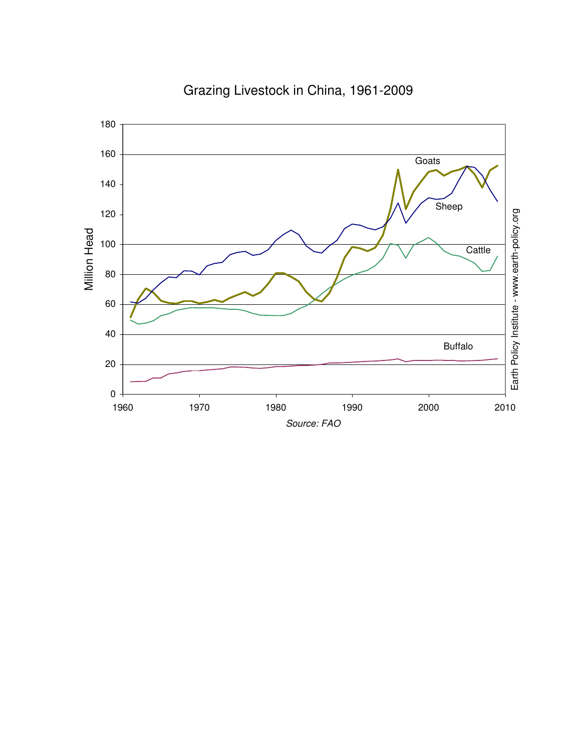Grazing Livestock in China, 1961-2009

Source: FAO

Earth Policy Institute - www.earth-policy.org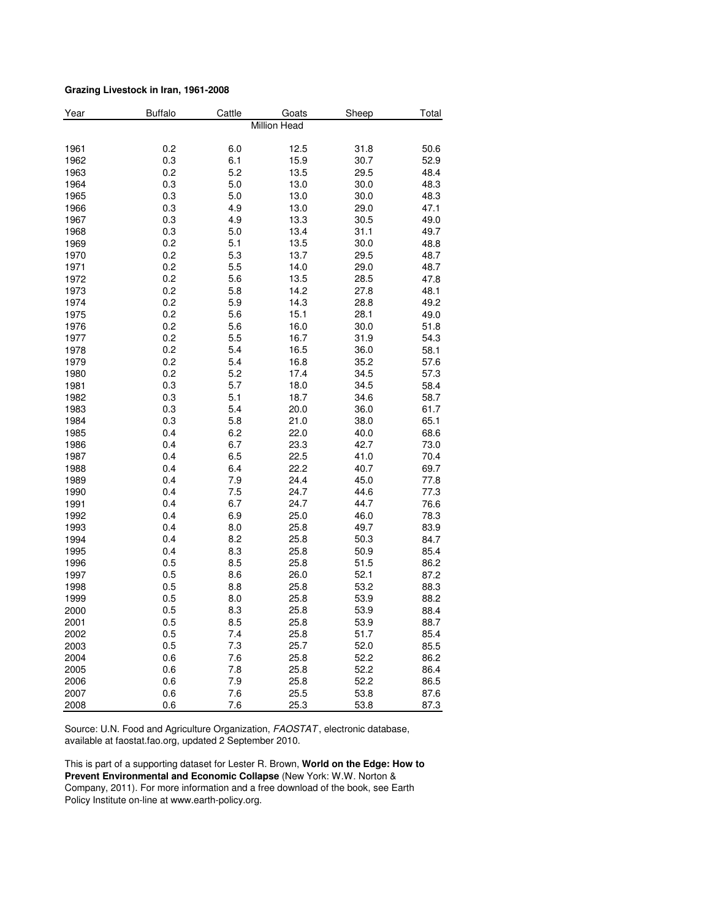**Grazing Livestock in Iran, 1961-2008**

| Year | Buffalo | Cattle | Goats | Sheep | Total |
|---|---|---|---|---|---|
| | | | Million Head | | |
| 1961 | 0.2 | 6.0 | 12.5 | 31.8 | 50.6 |
| 1962 | 0.3 | 6.1 | 15.9 | 30.7 | 52.9 |
| 1963 | 0.2 | 5.2 | 13.5 | 29.5 | 48.4 |
| 1964 | 0.3 | 5.0 | 13.0 | 30.0 | 48.3 |
| 1965 | 0.3 | 5.0 | 13.0 | 30.0 | 48.3 |
| 1966 | 0.3 | 4.9 | 13.0 | 29.0 | 47.1 |
| 1967 | 0.3 | 4.9 | 13.3 | 30.5 | 49.0 |
| 1968 | 0.3 | 5.0 | 13.4 | 31.1 | 49.7 |
| 1969 | 0.2 | 5.1 | 13.5 | 30.0 | 48.8 |
| 1970 | 0.2 | 5.3 | 13.7 | 29.5 | 48.7 |
| 1971 | 0.2 | 5.5 | 14.0 | 29.0 | 48.7 |
| 1972 | 0.2 | 5.6 | 13.5 | 28.5 | 47.8 |
| 1973 | 0.2 | 5.8 | 14.2 | 27.8 | 48.1 |
| 1974 | 0.2 | 5.9 | 14.3 | 28.8 | 49.2 |
| 1975 | 0.2 | 5.6 | 15.1 | 28.1 | 49.0 |
| 1976 | 0.2 | 5.6 | 16.0 | 30.0 | 51.8 |
| 1977 | 0.2 | 5.5 | 16.7 | 31.9 | 54.3 |
| 1978 | 0.2 | 5.4 | 16.5 | 36.0 | 58.1 |
| 1979 | 0.2 | 5.4 | 16.8 | 35.2 | 57.6 |
| 1980 | 0.2 | 5.2 | 17.4 | 34.5 | 57.3 |
| 1981 | 0.3 | 5.7 | 18.0 | 34.5 | 58.4 |
| 1982 | 0.3 | 5.1 | 18.7 | 34.6 | 58.7 |
| 1983 | 0.3 | 5.4 | 20.0 | 36.0 | 61.7 |
| 1984 | 0.3 | 5.8 | 21.0 | 38.0 | 65.1 |
| 1985 | 0.4 | 6.2 | 22.0 | 40.0 | 68.6 |
| 1986 | 0.4 | 6.7 | 23.3 | 42.7 | 73.0 |
| 1987 | 0.4 | 6.5 | 22.5 | 41.0 | 70.4 |
| 1988 | 0.4 | 6.4 | 22.2 | 40.7 | 69.7 |
| 1989 | 0.4 | 7.9 | 24.4 | 45.0 | 77.8 |
| 1990 | 0.4 | 7.5 | 24.7 | 44.6 | 77.3 |
| 1991 | 0.4 | 6.7 | 24.7 | 44.7 | 76.6 |
| 1992 | 0.4 | 6.9 | 25.0 | 46.0 | 78.3 |
| 1993 | 0.4 | 8.0 | 25.8 | 49.7 | 83.9 |
| 1994 | 0.4 | 8.2 | 25.8 | 50.3 | 84.7 |
| 1995 | 0.4 | 8.3 | 25.8 | 50.9 | 85.4 |
| 1996 | 0.5 | 8.5 | 25.8 | 51.5 | 86.2 |
| 1997 | 0.5 | 8.6 | 26.0 | 52.1 | 87.2 |
| 1998 | 0.5 | 8.8 | 25.8 | 53.2 | 88.3 |
| 1999 | 0.5 | 8.0 | 25.8 | 53.9 | 88.2 |
| 2000 | 0.5 | 8.3 | 25.8 | 53.9 | 88.4 |
| 2001 | 0.5 | 8.5 | 25.8 | 53.9 | 88.7 |
| 2002 | 0.5 | 7.4 | 25.8 | 51.7 | 85.4 |
| 2003 | 0.5 | 7.3 | 25.7 | 52.0 | 85.5 |
| 2004 | 0.6 | 7.6 | 25.8 | 52.2 | 86.2 |
| 2005 | 0.6 | 7.8 | 25.8 | 52.2 | 86.4 |
| 2006 | 0.6 | 7.9 | 25.8 | 52.2 | 86.5 |
| 2007 | 0.6 | 7.6 | 25.5 | 53.8 | 87.6 |
| 2008 | 0.6 | 7.6 | 25.3 | 53.8 | 87.3 |

Source: U.N. Food and Agriculture Organization, *FAOSTAT*, electronic database, available at faostat.fao.org, updated 2 September 2010.

This is part of a supporting dataset for Lester R. Brown, **World on the Edge: How to Prevent Environmental and Economic Collapse** (New York: W.W. Norton & Company, 2011). For more information and a free download of the book, see Earth Policy Institute on-line at www.earth-policy.org.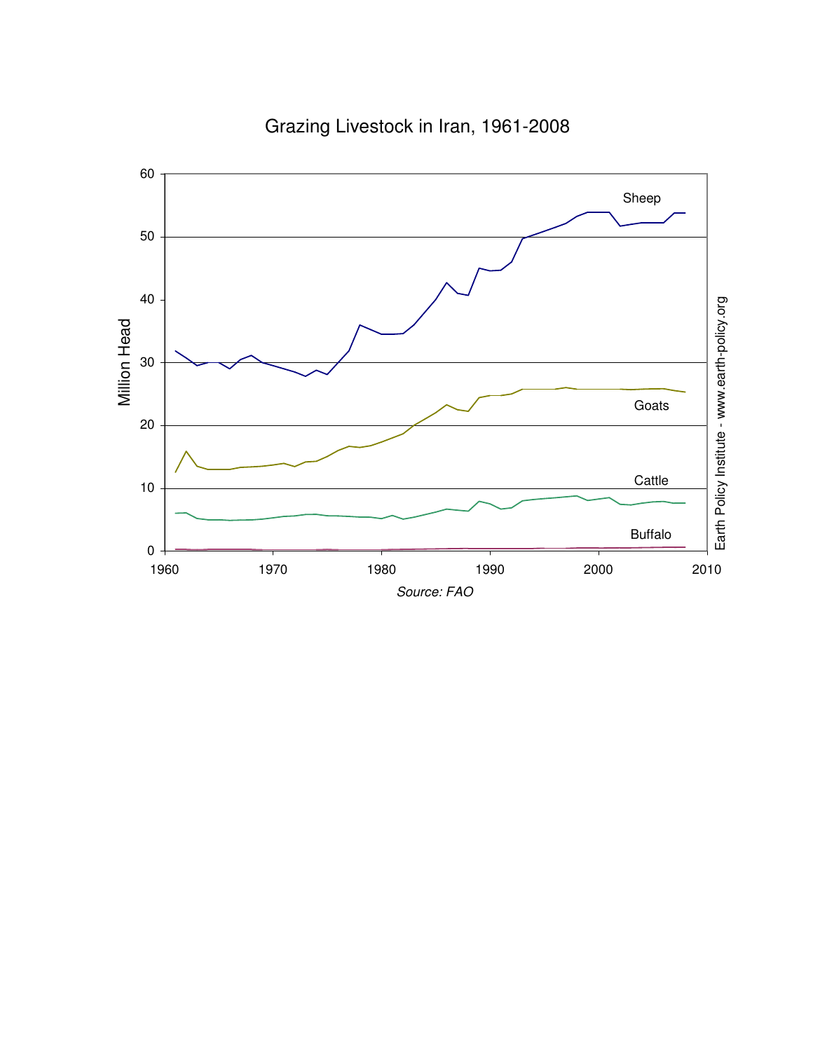Grazing Livestock in Iran, 1961-2008

Source: FAO

Earth Policy Institute - www.earth-policy.org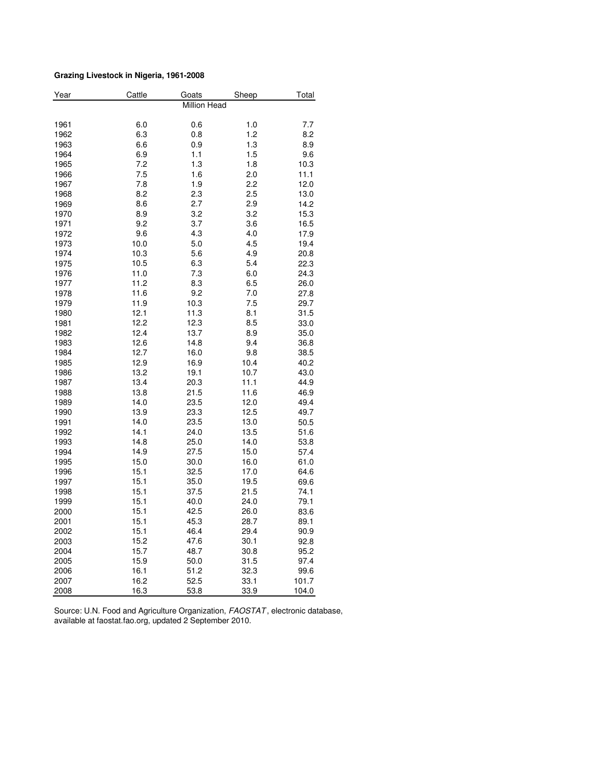**Grazing Livestock in Nigeria, 1961-2008**

| Year | Cattle | Goats | Sheep | Total |
|---|---|---|---|---|
| | | Million Head | | |
| 1961 | 6.0 | 0.6 | 1.0 | 7.7 |
| 1962 | 6.3 | 0.8 | 1.2 | 8.2 |
| 1963 | 6.6 | 0.9 | 1.3 | 8.9 |
| 1964 | 6.9 | 1.1 | 1.5 | 9.6 |
| 1965 | 7.2 | 1.3 | 1.8 | 10.3 |
| 1966 | 7.5 | 1.6 | 2.0 | 11.1 |
| 1967 | 7.8 | 1.9 | 2.2 | 12.0 |
| 1968 | 8.2 | 2.3 | 2.5 | 13.0 |
| 1969 | 8.6 | 2.7 | 2.9 | 14.2 |
| 1970 | 8.9 | 3.2 | 3.2 | 15.3 |
| 1971 | 9.2 | 3.7 | 3.6 | 16.5 |
| 1972 | 9.6 | 4.3 | 4.0 | 17.9 |
| 1973 | 10.0 | 5.0 | 4.5 | 19.4 |
| 1974 | 10.3 | 5.6 | 4.9 | 20.8 |
| 1975 | 10.5 | 6.3 | 5.4 | 22.3 |
| 1976 | 11.0 | 7.3 | 6.0 | 24.3 |
| 1977 | 11.2 | 8.3 | 6.5 | 26.0 |
| 1978 | 11.6 | 9.2 | 7.0 | 27.8 |
| 1979 | 11.9 | 10.3 | 7.5 | 29.7 |
| 1980 | 12.1 | 11.3 | 8.1 | 31.5 |
| 1981 | 12.2 | 12.3 | 8.5 | 33.0 |
| 1982 | 12.4 | 13.7 | 8.9 | 35.0 |
| 1983 | 12.6 | 14.8 | 9.4 | 36.8 |
| 1984 | 12.7 | 16.0 | 9.8 | 38.5 |
| 1985 | 12.9 | 16.9 | 10.4 | 40.2 |
| 1986 | 13.2 | 19.1 | 10.7 | 43.0 |
| 1987 | 13.4 | 20.3 | 11.1 | 44.9 |
| 1988 | 13.8 | 21.5 | 11.6 | 46.9 |
| 1989 | 14.0 | 23.5 | 12.0 | 49.4 |
| 1990 | 13.9 | 23.3 | 12.5 | 49.7 |
| 1991 | 14.0 | 23.5 | 13.0 | 50.5 |
| 1992 | 14.1 | 24.0 | 13.5 | 51.6 |
| 1993 | 14.8 | 25.0 | 14.0 | 53.8 |
| 1994 | 14.9 | 27.5 | 15.0 | 57.4 |
| 1995 | 15.0 | 30.0 | 16.0 | 61.0 |
| 1996 | 15.1 | 32.5 | 17.0 | 64.6 |
| 1997 | 15.1 | 35.0 | 19.5 | 69.6 |
| 1998 | 15.1 | 37.5 | 21.5 | 74.1 |
| 1999 | 15.1 | 40.0 | 24.0 | 79.1 |
| 2000 | 15.1 | 42.5 | 26.0 | 83.6 |
| 2001 | 15.1 | 45.3 | 28.7 | 89.1 |
| 2002 | 15.1 | 46.4 | 29.4 | 90.9 |
| 2003 | 15.2 | 47.6 | 30.1 | 92.8 |
| 2004 | 15.7 | 48.7 | 30.8 | 95.2 |
| 2005 | 15.9 | 50.0 | 31.5 | 97.4 |
| 2006 | 16.1 | 51.2 | 32.3 | 99.6 |
| 2007 | 16.2 | 52.5 | 33.1 | 101.7 |
| 2008 | 16.3 | 53.8 | 33.9 | 104.0 |

Source: U.N. Food and Agriculture Organization, *FAOSTAT*, electronic database, available at faostat.fao.org, updated 2 September 2010.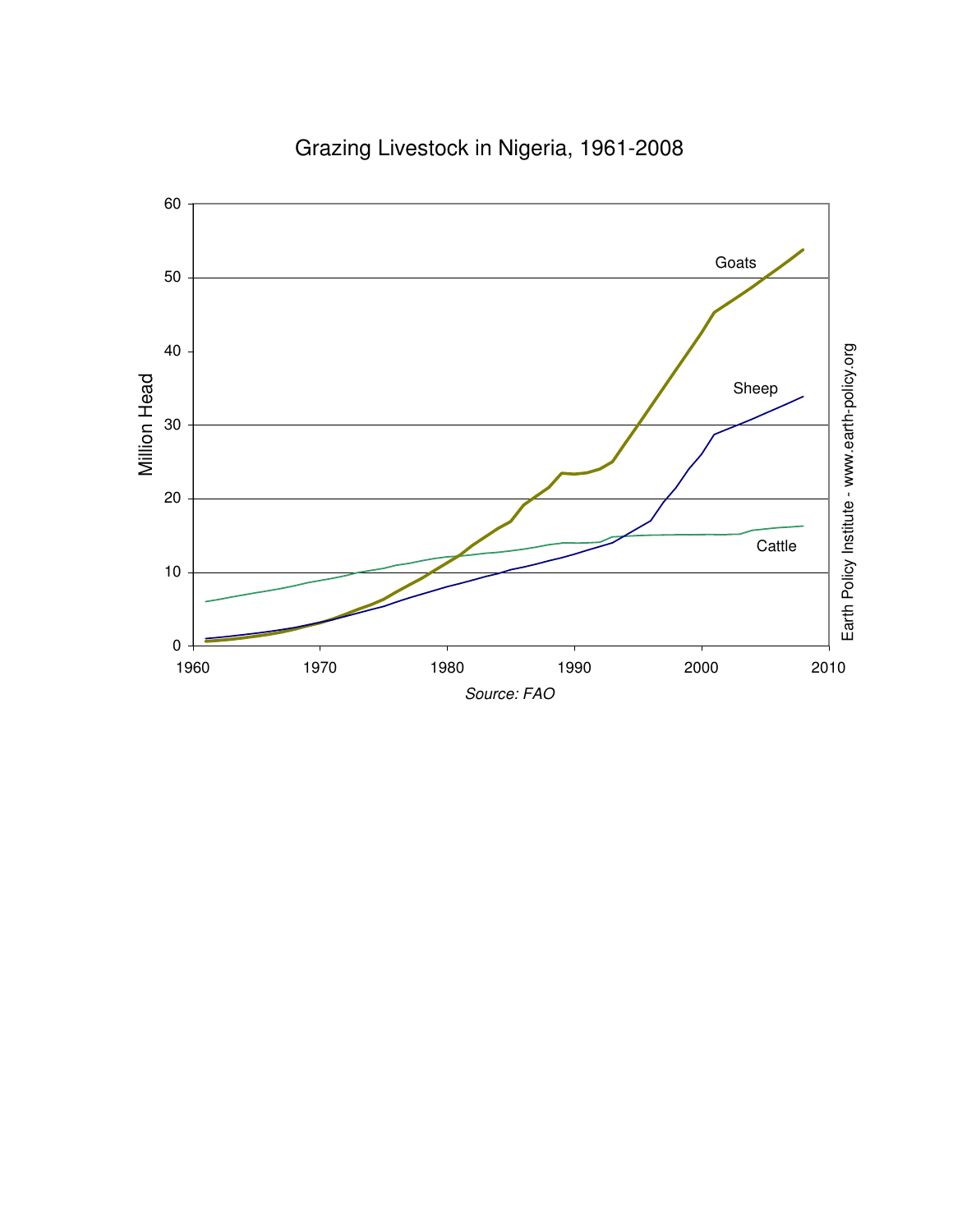# Grazing Livestock in Nigeria, 1961-2008

Million Head

Goats

Sheep

Cattle

Source: FAO

Earth Policy Institute - www.earth-policy.org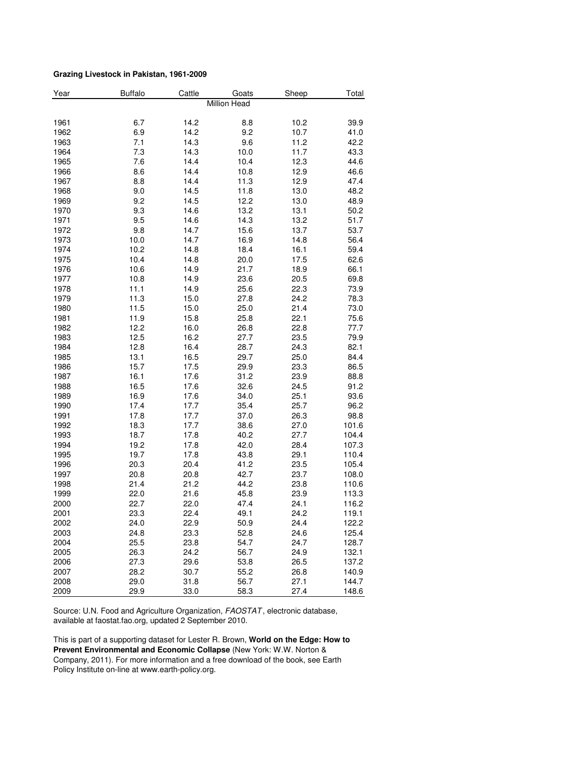**Grazing Livestock in Pakistan, 1961-2009**

| Year | Buffalo | Cattle | Goats | Sheep | Total |
|---|---|---|---|---|---|
| | | | Million Head | | |
| 1961 | 6.7 | 14.2 | 8.8 | 10.2 | 39.9 |
| 1962 | 6.9 | 14.2 | 9.2 | 10.7 | 41.0 |
| 1963 | 7.1 | 14.3 | 9.6 | 11.2 | 42.2 |
| 1964 | 7.3 | 14.3 | 10.0 | 11.7 | 43.3 |
| 1965 | 7.6 | 14.4 | 10.4 | 12.3 | 44.6 |
| 1966 | 8.6 | 14.4 | 10.8 | 12.9 | 46.6 |
| 1967 | 8.8 | 14.4 | 11.3 | 12.9 | 47.4 |
| 1968 | 9.0 | 14.5 | 11.8 | 13.0 | 48.2 |
| 1969 | 9.2 | 14.5 | 12.2 | 13.0 | 48.9 |
| 1970 | 9.3 | 14.6 | 13.2 | 13.1 | 50.2 |
| 1971 | 9.5 | 14.6 | 14.3 | 13.2 | 51.7 |
| 1972 | 9.8 | 14.7 | 15.6 | 13.7 | 53.7 |
| 1973 | 10.0 | 14.7 | 16.9 | 14.8 | 56.4 |
| 1974 | 10.2 | 14.8 | 18.4 | 16.1 | 59.4 |
| 1975 | 10.4 | 14.8 | 20.0 | 17.5 | 62.6 |
| 1976 | 10.6 | 14.9 | 21.7 | 18.9 | 66.1 |
| 1977 | 10.8 | 14.9 | 23.6 | 20.5 | 69.8 |
| 1978 | 11.1 | 14.9 | 25.6 | 22.3 | 73.9 |
| 1979 | 11.3 | 15.0 | 27.8 | 24.2 | 78.3 |
| 1980 | 11.5 | 15.0 | 25.0 | 21.4 | 73.0 |
| 1981 | 11.9 | 15.8 | 25.8 | 22.1 | 75.6 |
| 1982 | 12.2 | 16.0 | 26.8 | 22.8 | 77.7 |
| 1983 | 12.5 | 16.2 | 27.7 | 23.5 | 79.9 |
| 1984 | 12.8 | 16.4 | 28.7 | 24.3 | 82.1 |
| 1985 | 13.1 | 16.5 | 29.7 | 25.0 | 84.4 |
| 1986 | 15.7 | 17.5 | 29.9 | 23.3 | 86.5 |
| 1987 | 16.1 | 17.6 | 31.2 | 23.9 | 88.8 |
| 1988 | 16.5 | 17.6 | 32.6 | 24.5 | 91.2 |
| 1989 | 16.9 | 17.6 | 34.0 | 25.1 | 93.6 |
| 1990 | 17.4 | 17.7 | 35.4 | 25.7 | 96.2 |
| 1991 | 17.8 | 17.7 | 37.0 | 26.3 | 98.8 |
| 1992 | 18.3 | 17.7 | 38.6 | 27.0 | 101.6 |
| 1993 | 18.7 | 17.8 | 40.2 | 27.7 | 104.4 |
| 1994 | 19.2 | 17.8 | 42.0 | 28.4 | 107.3 |
| 1995 | 19.7 | 17.8 | 43.8 | 29.1 | 110.4 |
| 1996 | 20.3 | 20.4 | 41.2 | 23.5 | 105.4 |
| 1997 | 20.8 | 20.8 | 42.7 | 23.7 | 108.0 |
| 1998 | 21.4 | 21.2 | 44.2 | 23.8 | 110.6 |
| 1999 | 22.0 | 21.6 | 45.8 | 23.9 | 113.3 |
| 2000 | 22.7 | 22.0 | 47.4 | 24.1 | 116.2 |
| 2001 | 23.3 | 22.4 | 49.1 | 24.2 | 119.1 |
| 2002 | 24.0 | 22.9 | 50.9 | 24.4 | 122.2 |
| 2003 | 24.8 | 23.3 | 52.8 | 24.6 | 125.4 |
| 2004 | 25.5 | 23.8 | 54.7 | 24.7 | 128.7 |
| 2005 | 26.3 | 24.2 | 56.7 | 24.9 | 132.1 |
| 2006 | 27.3 | 29.6 | 53.8 | 26.5 | 137.2 |
| 2007 | 28.2 | 30.7 | 55.2 | 26.8 | 140.9 |
| 2008 | 29.0 | 31.8 | 56.7 | 27.1 | 144.7 |
| 2009 | 29.9 | 33.0 | 58.3 | 27.4 | 148.6 |

Source: U.N. Food and Agriculture Organization, *FAOSTAT*, electronic database, available at faostat.fao.org, updated 2 September 2010.

This is part of a supporting dataset for Lester R. Brown, **World on the Edge: How to Prevent Environmental and Economic Collapse** (New York: W.W. Norton & Company, 2011). For more information and a free download of the book, see Earth Policy Institute on-line at www.earth-policy.org.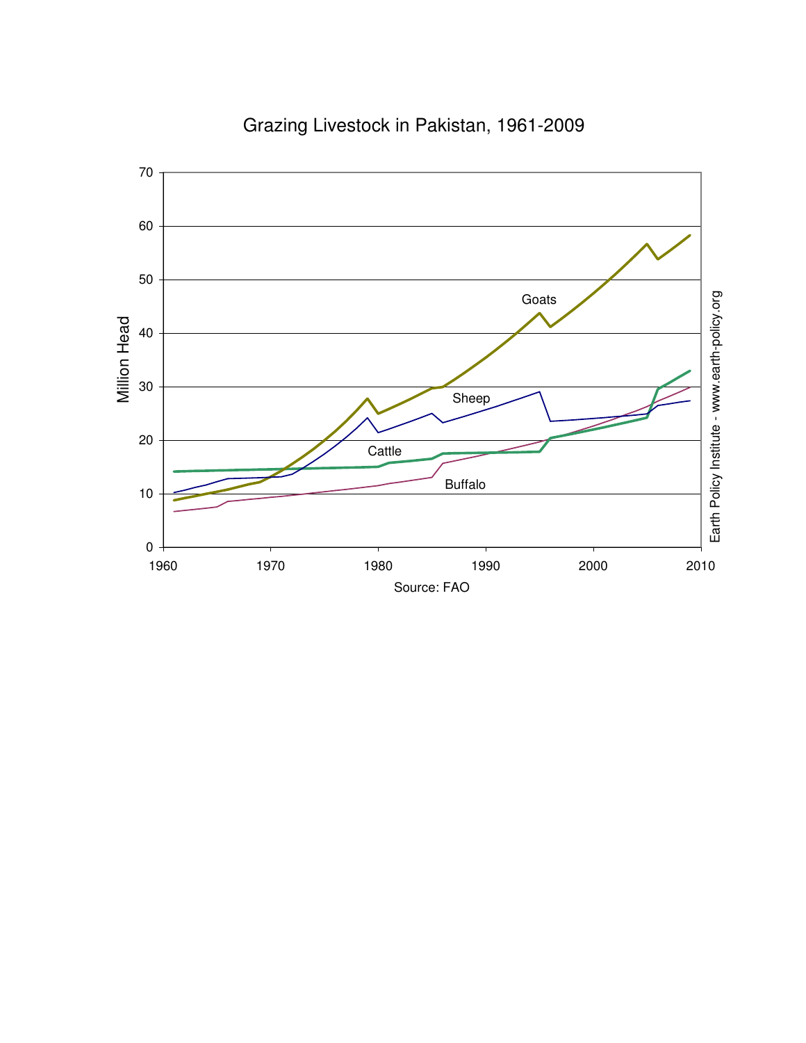Grazing Livestock in Pakistan, 1961-2009

Source: FAO

Earth Policy Institute - www.earth-policy.org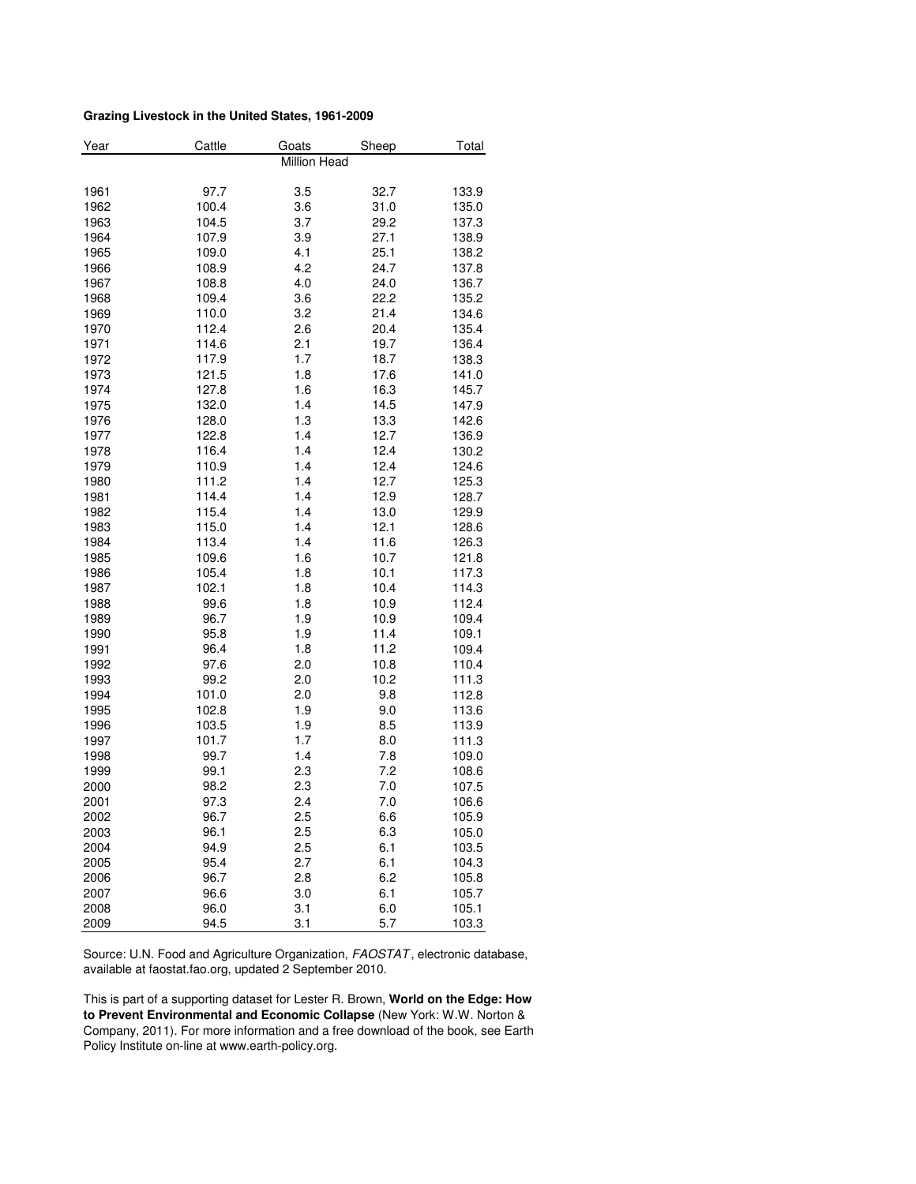**Grazing Livestock in the United States, 1961-2009**

| Year | Cattle | Goats | Sheep | Total |
|---|---|---|---|---|
| | | Million Head | | |
| 1961 | 97.7 | 3.5 | 32.7 | 133.9 |
| 1962 | 100.4 | 3.6 | 31.0 | 135.0 |
| 1963 | 104.5 | 3.7 | 29.2 | 137.3 |
| 1964 | 107.9 | 3.9 | 27.1 | 138.9 |
| 1965 | 109.0 | 4.1 | 25.1 | 138.2 |
| 1966 | 108.9 | 4.2 | 24.7 | 137.8 |
| 1967 | 108.8 | 4.0 | 24.0 | 136.7 |
| 1968 | 109.4 | 3.6 | 22.2 | 135.2 |
| 1969 | 110.0 | 3.2 | 21.4 | 134.6 |
| 1970 | 112.4 | 2.6 | 20.4 | 135.4 |
| 1971 | 114.6 | 2.1 | 19.7 | 136.4 |
| 1972 | 117.9 | 1.7 | 18.7 | 138.3 |
| 1973 | 121.5 | 1.8 | 17.6 | 141.0 |
| 1974 | 127.8 | 1.6 | 16.3 | 145.7 |
| 1975 | 132.0 | 1.4 | 14.5 | 147.9 |
| 1976 | 128.0 | 1.3 | 13.3 | 142.6 |
| 1977 | 122.8 | 1.4 | 12.7 | 136.9 |
| 1978 | 116.4 | 1.4 | 12.4 | 130.2 |
| 1979 | 110.9 | 1.4 | 12.4 | 124.6 |
| 1980 | 111.2 | 1.4 | 12.7 | 125.3 |
| 1981 | 114.4 | 1.4 | 12.9 | 128.7 |
| 1982 | 115.4 | 1.4 | 13.0 | 129.9 |
| 1983 | 115.0 | 1.4 | 12.1 | 128.6 |
| 1984 | 113.4 | 1.4 | 11.6 | 126.3 |
| 1985 | 109.6 | 1.6 | 10.7 | 121.8 |
| 1986 | 105.4 | 1.8 | 10.1 | 117.3 |
| 1987 | 102.1 | 1.8 | 10.4 | 114.3 |
| 1988 | 99.6 | 1.8 | 10.9 | 112.4 |
| 1989 | 96.7 | 1.9 | 10.9 | 109.4 |
| 1990 | 95.8 | 1.9 | 11.4 | 109.1 |
| 1991 | 96.4 | 1.8 | 11.2 | 109.4 |
| 1992 | 97.6 | 2.0 | 10.8 | 110.4 |
| 1993 | 99.2 | 2.0 | 10.2 | 111.3 |
| 1994 | 101.0 | 2.0 | 9.8 | 112.8 |
| 1995 | 102.8 | 1.9 | 9.0 | 113.6 |
| 1996 | 103.5 | 1.9 | 8.5 | 113.9 |
| 1997 | 101.7 | 1.7 | 8.0 | 111.3 |
| 1998 | 99.7 | 1.4 | 7.8 | 109.0 |
| 1999 | 99.1 | 2.3 | 7.2 | 108.6 |
| 2000 | 98.2 | 2.3 | 7.0 | 107.5 |
| 2001 | 97.3 | 2.4 | 7.0 | 106.6 |
| 2002 | 96.7 | 2.5 | 6.6 | 105.9 |
| 2003 | 96.1 | 2.5 | 6.3 | 105.0 |
| 2004 | 94.9 | 2.5 | 6.1 | 103.5 |
| 2005 | 95.4 | 2.7 | 6.1 | 104.3 |
| 2006 | 96.7 | 2.8 | 6.2 | 105.8 |
| 2007 | 96.6 | 3.0 | 6.1 | 105.7 |
| 2008 | 96.0 | 3.1 | 6.0 | 105.1 |
| 2009 | 94.5 | 3.1 | 5.7 | 103.3 |

Source: U.N. Food and Agriculture Organization, *FAOSTAT*, electronic database, available at faostat.fao.org, updated 2 September 2010.

This is part of a supporting dataset for Lester R. Brown, **World on the Edge: How to Prevent Environmental and Economic Collapse** (New York: W.W. Norton & Company, 2011). For more information and a free download of the book, see Earth Policy Institute on-line at www.earth-policy.org.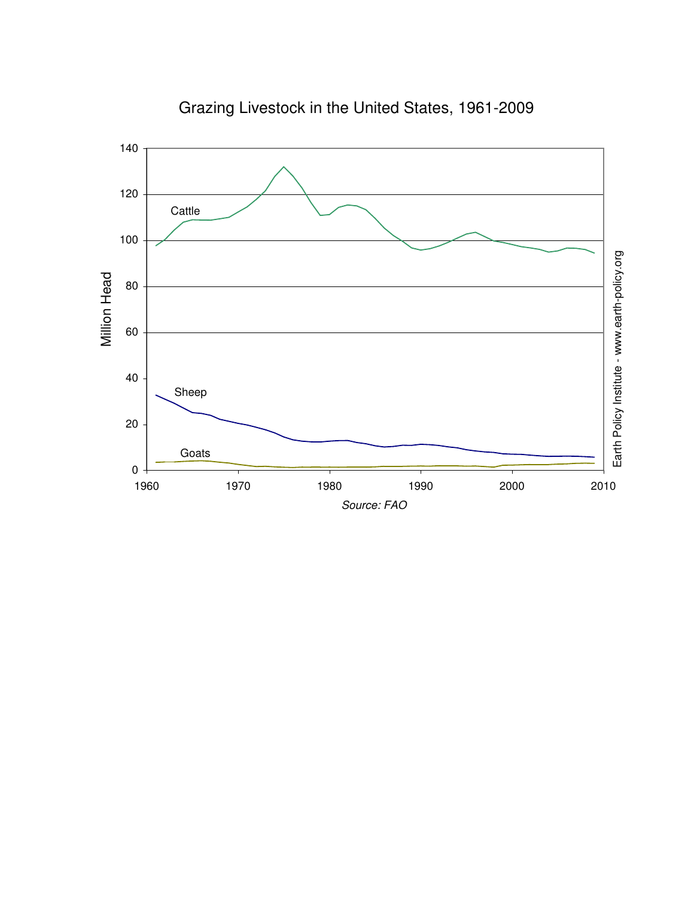Grazing Livestock in the United States, 1961-2009

Million Head

Cattle

Sheep

Goats

*Source: FAO*

Earth Policy Institute - www.earth-policy.org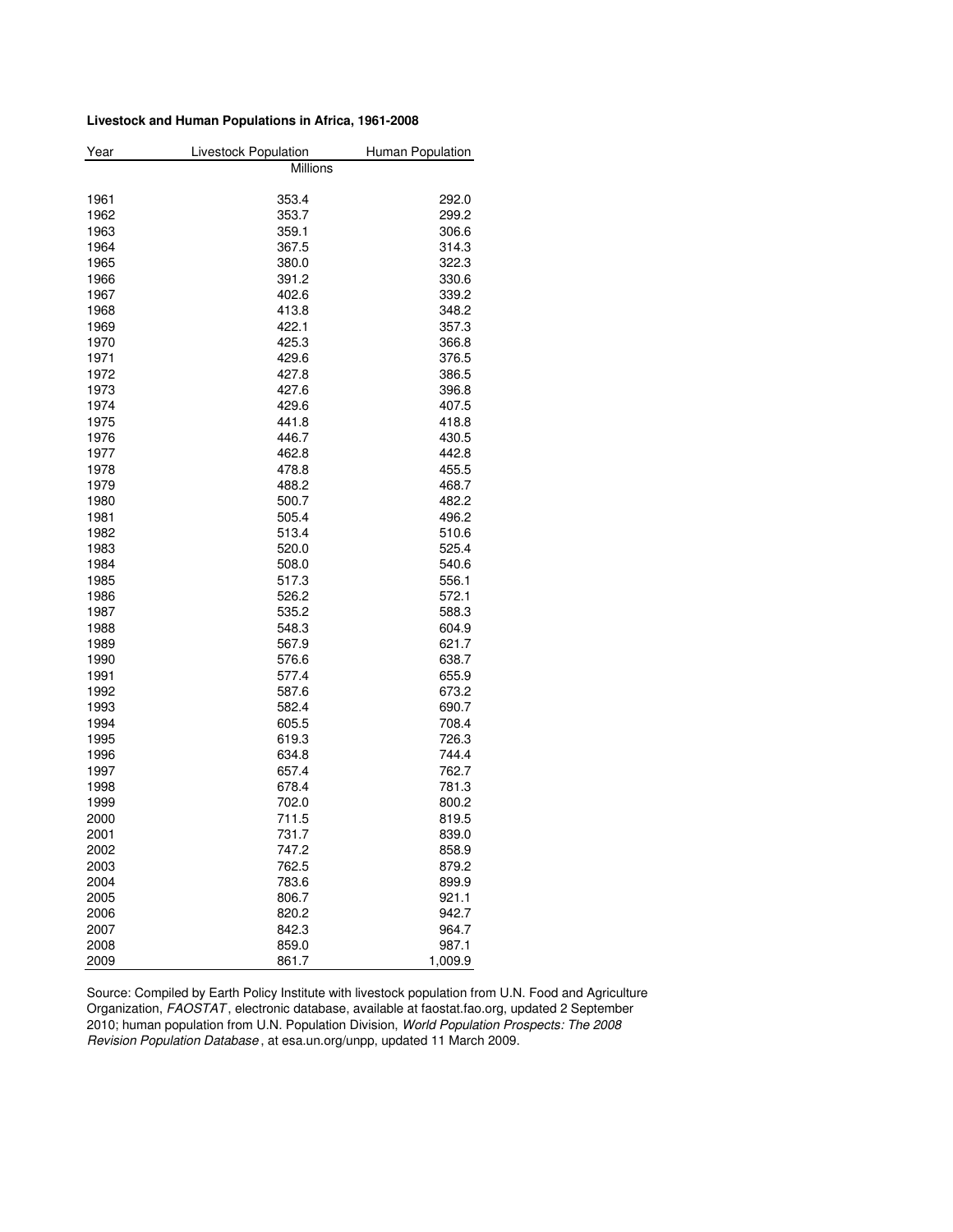**Livestock and Human Populations in Africa, 1961-2008**

| Year | Livestock Population | Human Population |
|---|---|---|
| | Millions | |
| 1961 | 353.4 | 292.0 |
| 1962 | 353.7 | 299.2 |
| 1963 | 359.1 | 306.6 |
| 1964 | 367.5 | 314.3 |
| 1965 | 380.0 | 322.3 |
| 1966 | 391.2 | 330.6 |
| 1967 | 402.6 | 339.2 |
| 1968 | 413.8 | 348.2 |
| 1969 | 422.1 | 357.3 |
| 1970 | 425.3 | 366.8 |
| 1971 | 429.6 | 376.5 |
| 1972 | 427.8 | 386.5 |
| 1973 | 427.6 | 396.8 |
| 1974 | 429.6 | 407.5 |
| 1975 | 441.8 | 418.8 |
| 1976 | 446.7 | 430.5 |
| 1977 | 462.8 | 442.8 |
| 1978 | 478.8 | 455.5 |
| 1979 | 488.2 | 468.7 |
| 1980 | 500.7 | 482.2 |
| 1981 | 505.4 | 496.2 |
| 1982 | 513.4 | 510.6 |
| 1983 | 520.0 | 525.4 |
| 1984 | 508.0 | 540.6 |
| 1985 | 517.3 | 556.1 |
| 1986 | 526.2 | 572.1 |
| 1987 | 535.2 | 588.3 |
| 1988 | 548.3 | 604.9 |
| 1989 | 567.9 | 621.7 |
| 1990 | 576.6 | 638.7 |
| 1991 | 577.4 | 655.9 |
| 1992 | 587.6 | 673.2 |
| 1993 | 582.4 | 690.7 |
| 1994 | 605.5 | 708.4 |
| 1995 | 619.3 | 726.3 |
| 1996 | 634.8 | 744.4 |
| 1997 | 657.4 | 762.7 |
| 1998 | 678.4 | 781.3 |
| 1999 | 702.0 | 800.2 |
| 2000 | 711.5 | 819.5 |
| 2001 | 731.7 | 839.0 |
| 2002 | 747.2 | 858.9 |
| 2003 | 762.5 | 879.2 |
| 2004 | 783.6 | 899.9 |
| 2005 | 806.7 | 921.1 |
| 2006 | 820.2 | 942.7 |
| 2007 | 842.3 | 964.7 |
| 2008 | 859.0 | 987.1 |
| 2009 | 861.7 | 1,009.9 |

Source: Compiled by Earth Policy Institute with livestock population from U.N. Food and Agriculture Organization, *FAOSTAT*, electronic database, available at faostat.fao.org, updated 2 September 2010; human population from U.N. Population Division, *World Population Prospects: The 2008 Revision Population Database*, at esa.un.org/unpp, updated 11 March 2009.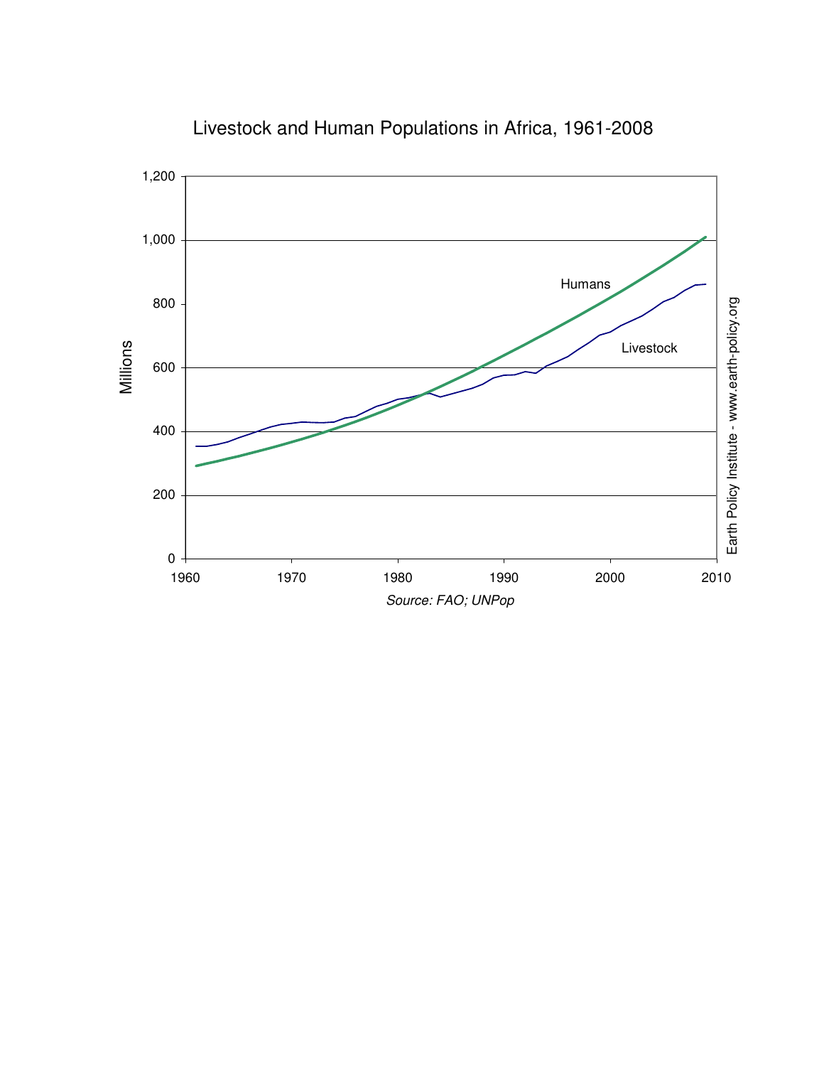Livestock and Human Populations in Africa, 1961-2008

Source: FAO; UNPop

Earth Policy Institute - www.earth-policy.org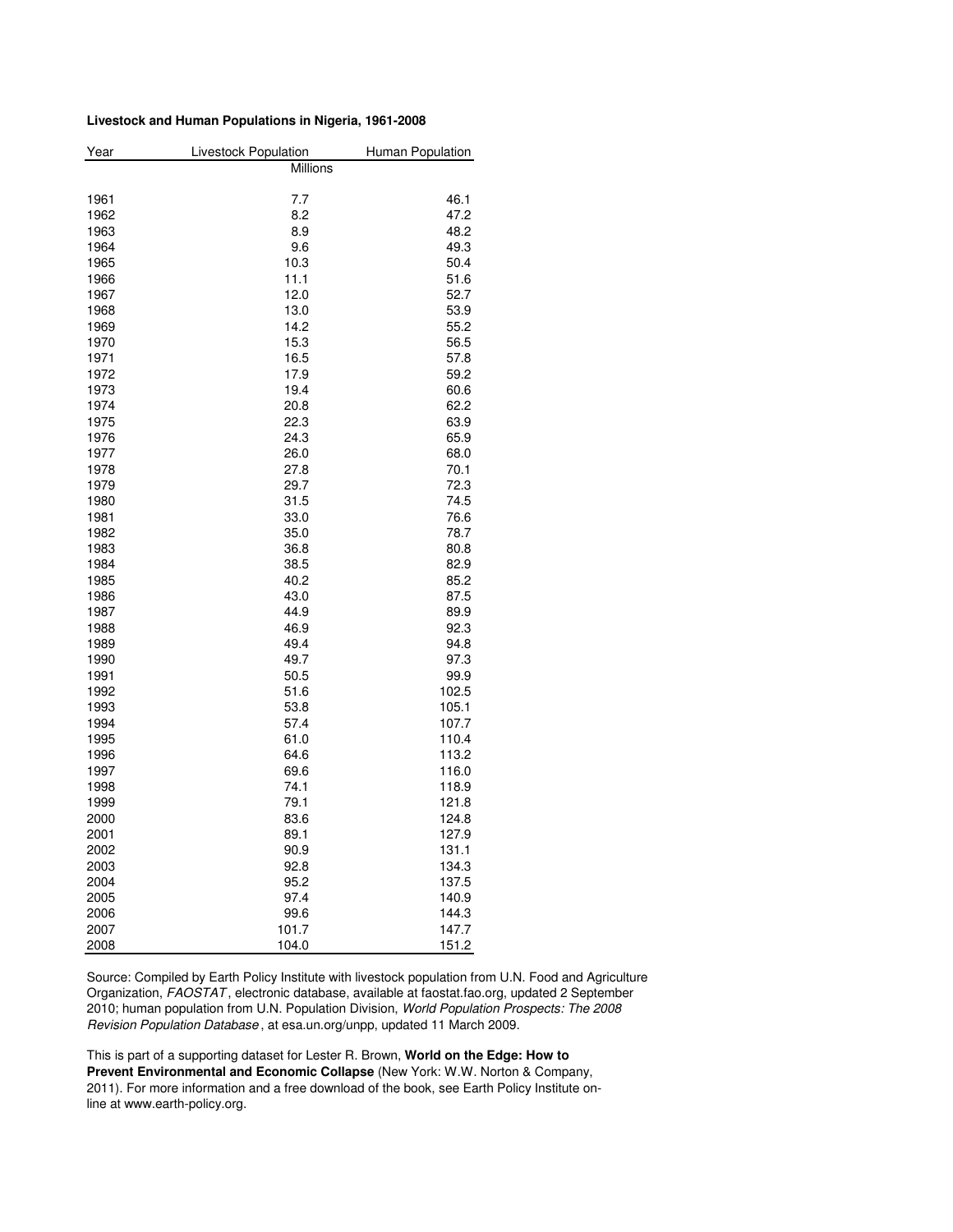**Livestock and Human Populations in Nigeria, 1961-2008**

| Year | Livestock Population | Human Population |
|---|---|---|
| | Millions | |
| 1961 | 7.7 | 46.1 |
| 1962 | 8.2 | 47.2 |
| 1963 | 8.9 | 48.2 |
| 1964 | 9.6 | 49.3 |
| 1965 | 10.3 | 50.4 |
| 1966 | 11.1 | 51.6 |
| 1967 | 12.0 | 52.7 |
| 1968 | 13.0 | 53.9 |
| 1969 | 14.2 | 55.2 |
| 1970 | 15.3 | 56.5 |
| 1971 | 16.5 | 57.8 |
| 1972 | 17.9 | 59.2 |
| 1973 | 19.4 | 60.6 |
| 1974 | 20.8 | 62.2 |
| 1975 | 22.3 | 63.9 |
| 1976 | 24.3 | 65.9 |
| 1977 | 26.0 | 68.0 |
| 1978 | 27.8 | 70.1 |
| 1979 | 29.7 | 72.3 |
| 1980 | 31.5 | 74.5 |
| 1981 | 33.0 | 76.6 |
| 1982 | 35.0 | 78.7 |
| 1983 | 36.8 | 80.8 |
| 1984 | 38.5 | 82.9 |
| 1985 | 40.2 | 85.2 |
| 1986 | 43.0 | 87.5 |
| 1987 | 44.9 | 89.9 |
| 1988 | 46.9 | 92.3 |
| 1989 | 49.4 | 94.8 |
| 1990 | 49.7 | 97.3 |
| 1991 | 50.5 | 99.9 |
| 1992 | 51.6 | 102.5 |
| 1993 | 53.8 | 105.1 |
| 1994 | 57.4 | 107.7 |
| 1995 | 61.0 | 110.4 |
| 1996 | 64.6 | 113.2 |
| 1997 | 69.6 | 116.0 |
| 1998 | 74.1 | 118.9 |
| 1999 | 79.1 | 121.8 |
| 2000 | 83.6 | 124.8 |
| 2001 | 89.1 | 127.9 |
| 2002 | 90.9 | 131.1 |
| 2003 | 92.8 | 134.3 |
| 2004 | 95.2 | 137.5 |
| 2005 | 97.4 | 140.9 |
| 2006 | 99.6 | 144.3 |
| 2007 | 101.7 | 147.7 |
| 2008 | 104.0 | 151.2 |

Source: Compiled by Earth Policy Institute with livestock population from U.N. Food and Agriculture Organization, *FAOSTAT*, electronic database, available at faostat.fao.org, updated 2 September 2010; human population from U.N. Population Division, *World Population Prospects: The 2008 Revision Population Database*, at esa.un.org/unpp, updated 11 March 2009.

This is part of a supporting dataset for Lester R. Brown, **World on the Edge: How to Prevent Environmental and Economic Collapse** (New York: W.W. Norton & Company, 2011). For more information and a free download of the book, see Earth Policy Institute on-line at www.earth-policy.org.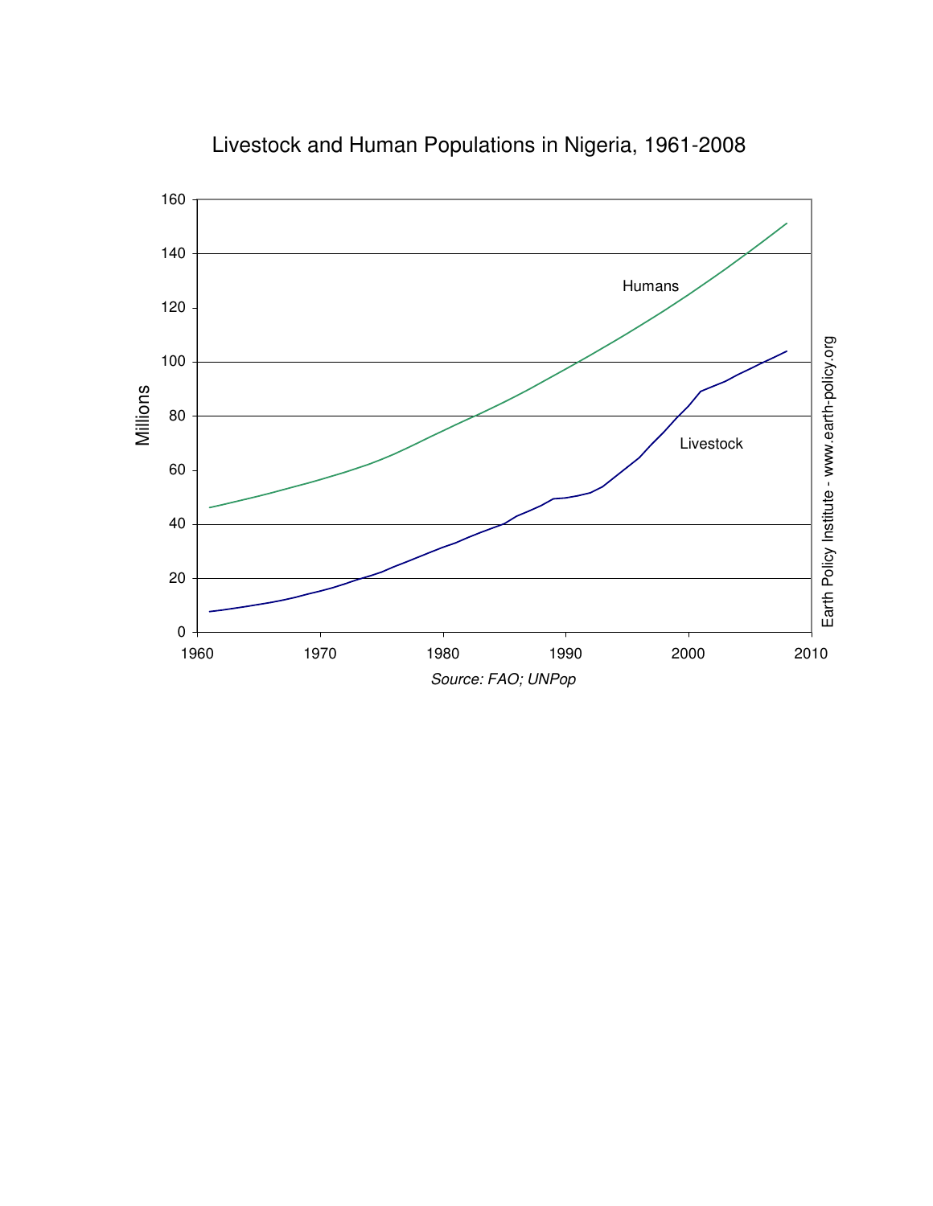# Livestock and Human Populations in Nigeria, 1961-2008

Source: FAO; UNPop

Earth Policy Institute - www.earth-policy.org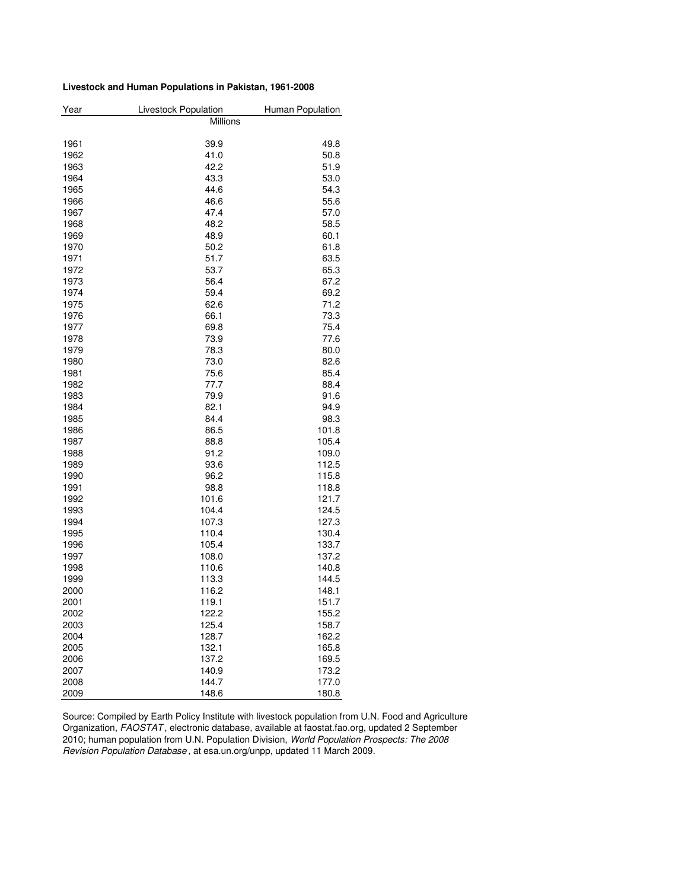**Livestock and Human Populations in Pakistan, 1961-2008**

| Year | Livestock Population | Human Population |
|---|---|---|
| | Millions | |
| 1961 | 39.9 | 49.8 |
| 1962 | 41.0 | 50.8 |
| 1963 | 42.2 | 51.9 |
| 1964 | 43.3 | 53.0 |
| 1965 | 44.6 | 54.3 |
| 1966 | 46.6 | 55.6 |
| 1967 | 47.4 | 57.0 |
| 1968 | 48.2 | 58.5 |
| 1969 | 48.9 | 60.1 |
| 1970 | 50.2 | 61.8 |
| 1971 | 51.7 | 63.5 |
| 1972 | 53.7 | 65.3 |
| 1973 | 56.4 | 67.2 |
| 1974 | 59.4 | 69.2 |
| 1975 | 62.6 | 71.2 |
| 1976 | 66.1 | 73.3 |
| 1977 | 69.8 | 75.4 |
| 1978 | 73.9 | 77.6 |
| 1979 | 78.3 | 80.0 |
| 1980 | 73.0 | 82.6 |
| 1981 | 75.6 | 85.4 |
| 1982 | 77.7 | 88.4 |
| 1983 | 79.9 | 91.6 |
| 1984 | 82.1 | 94.9 |
| 1985 | 84.4 | 98.3 |
| 1986 | 86.5 | 101.8 |
| 1987 | 88.8 | 105.4 |
| 1988 | 91.2 | 109.0 |
| 1989 | 93.6 | 112.5 |
| 1990 | 96.2 | 115.8 |
| 1991 | 98.8 | 118.8 |
| 1992 | 101.6 | 121.7 |
| 1993 | 104.4 | 124.5 |
| 1994 | 107.3 | 127.3 |
| 1995 | 110.4 | 130.4 |
| 1996 | 105.4 | 133.7 |
| 1997 | 108.0 | 137.2 |
| 1998 | 110.6 | 140.8 |
| 1999 | 113.3 | 144.5 |
| 2000 | 116.2 | 148.1 |
| 2001 | 119.1 | 151.7 |
| 2002 | 122.2 | 155.2 |
| 2003 | 125.4 | 158.7 |
| 2004 | 128.7 | 162.2 |
| 2005 | 132.1 | 165.8 |
| 2006 | 137.2 | 169.5 |
| 2007 | 140.9 | 173.2 |
| 2008 | 144.7 | 177.0 |
| 2009 | 148.6 | 180.8 |

Source: Compiled by Earth Policy Institute with livestock population from U.N. Food and Agriculture Organization, *FAOSTAT*, electronic database, available at faostat.fao.org, updated 2 September 2010; human population from U.N. Population Division, *World Population Prospects: The 2008 Revision Population Database*, at esa.un.org/unpp, updated 11 March 2009.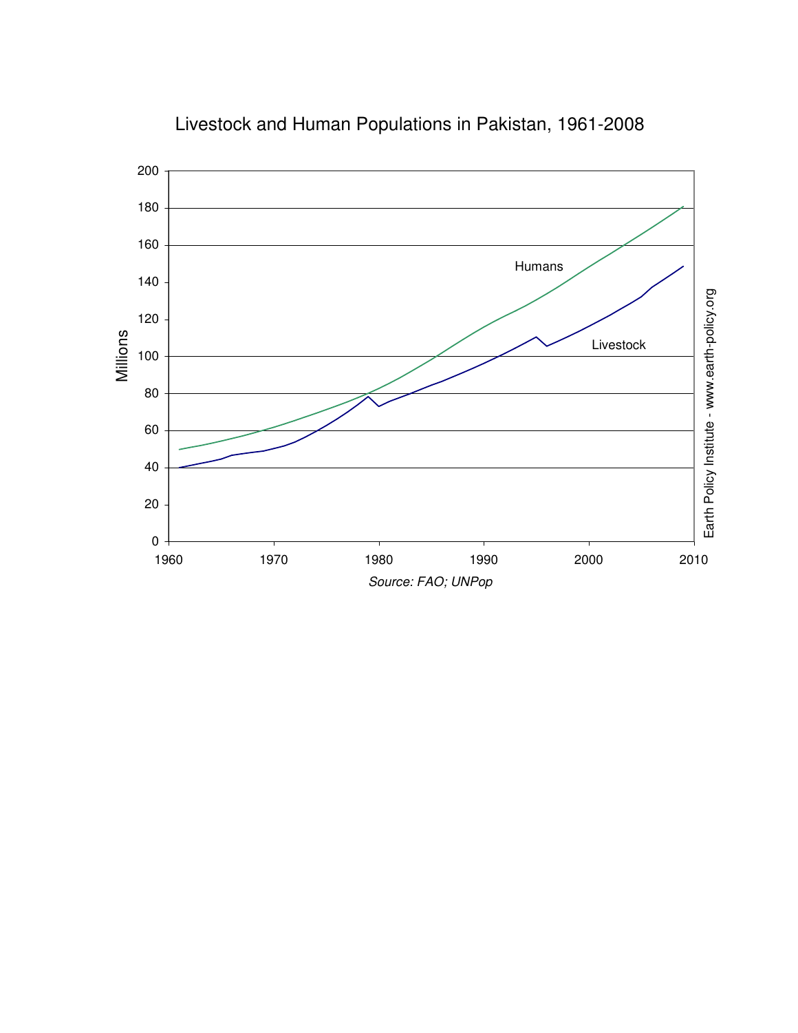Livestock and Human Populations in Pakistan, 1961-2008

Millions

200
180
160
140
120
100
80
60
40
20
0

1960
1970
1980
1990
2000
2010

Humans

Livestock

*Source: FAO; UNPop*

Earth Policy Institute - www.earth-policy.org